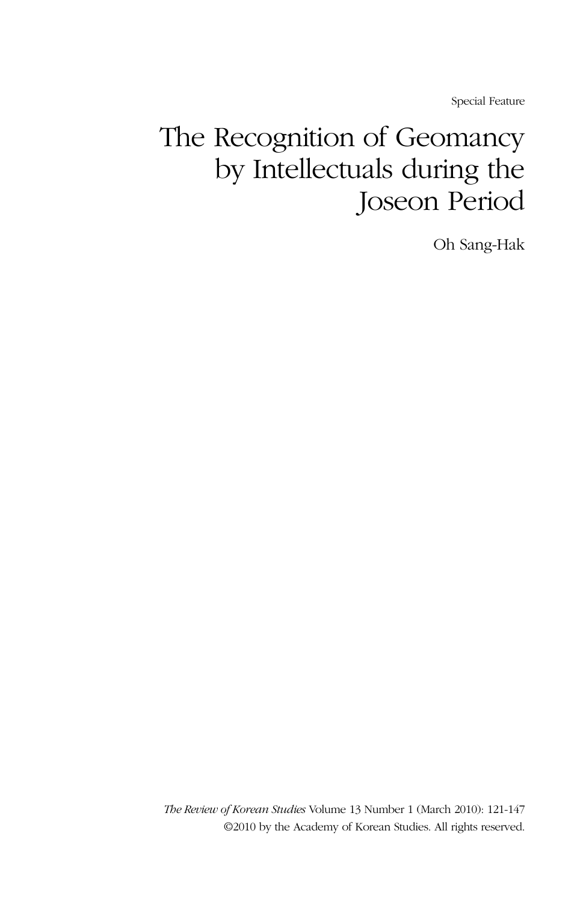Special Feature

# The Recognition of Geomancy by Intellectuals during the Joseon Period

Oh Sang-Hak

*The Review of Korean Studies* Volume 13 Number 1 (March 2010): 121-147
©2010 by the Academy of Korean Studies. All rights reserved.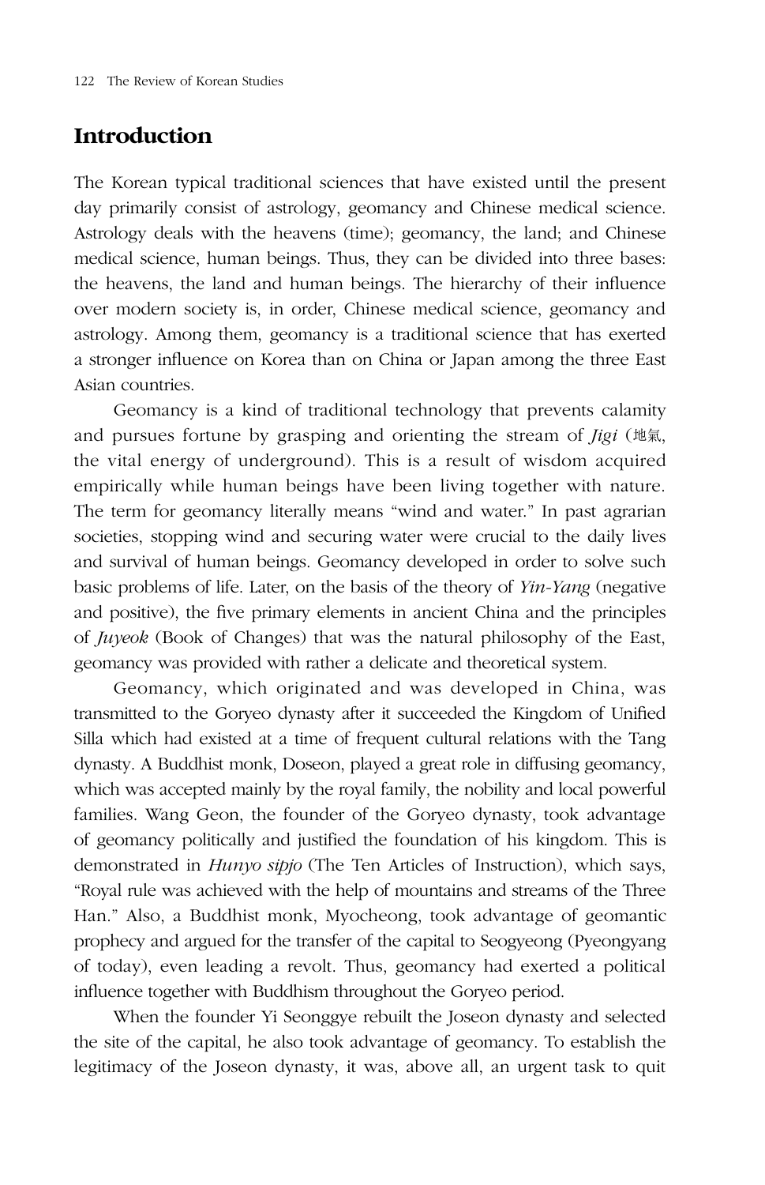## Introduction

The Korean typical traditional sciences that have existed until the present day primarily consist of astrology, geomancy and Chinese medical science. Astrology deals with the heavens (time); geomancy, the land; and Chinese medical science, human beings. Thus, they can be divided into three bases: the heavens, the land and human beings. The hierarchy of their influence over modern society is, in order, Chinese medical science, geomancy and astrology. Among them, geomancy is a traditional science that has exerted a stronger influence on Korea than on China or Japan among the three East Asian countries.

Geomancy is a kind of traditional technology that prevents calamity and pursues fortune by grasping and orienting the stream of *Jigi* (地氣, the vital energy of underground). This is a result of wisdom acquired empirically while human beings have been living together with nature. The term for geomancy literally means "wind and water." In past agrarian societies, stopping wind and securing water were crucial to the daily lives and survival of human beings. Geomancy developed in order to solve such basic problems of life. Later, on the basis of the theory of *Yin-Yang* (negative and positive), the five primary elements in ancient China and the principles of *Juyeok* (Book of Changes) that was the natural philosophy of the East, geomancy was provided with rather a delicate and theoretical system.

Geomancy, which originated and was developed in China, was transmitted to the Goryeo dynasty after it succeeded the Kingdom of Unified Silla which had existed at a time of frequent cultural relations with the Tang dynasty. A Buddhist monk, Doseon, played a great role in diffusing geomancy, which was accepted mainly by the royal family, the nobility and local powerful families. Wang Geon, the founder of the Goryeo dynasty, took advantage of geomancy politically and justified the foundation of his kingdom. This is demonstrated in *Hunyo sipjo* (The Ten Articles of Instruction), which says, "Royal rule was achieved with the help of mountains and streams of the Three Han." Also, a Buddhist monk, Myocheong, took advantage of geomantic prophecy and argued for the transfer of the capital to Seogyeong (Pyeongyang of today), even leading a revolt. Thus, geomancy had exerted a political influence together with Buddhism throughout the Goryeo period.

When the founder Yi Seonggye rebuilt the Joseon dynasty and selected the site of the capital, he also took advantage of geomancy. To establish the legitimacy of the Joseon dynasty, it was, above all, an urgent task to quit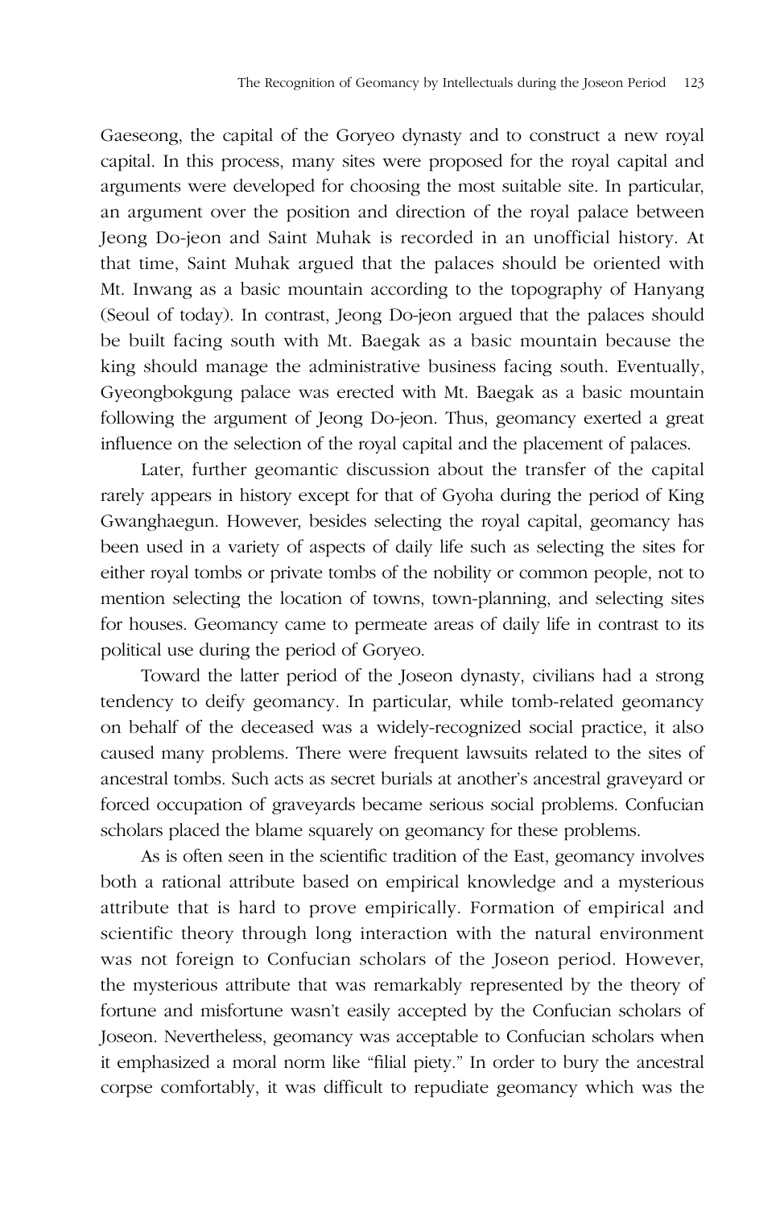Gaeseong, the capital of the Goryeo dynasty and to construct a new royal capital. In this process, many sites were proposed for the royal capital and arguments were developed for choosing the most suitable site. In particular, an argument over the position and direction of the royal palace between Jeong Do-jeon and Saint Muhak is recorded in an unofficial history. At that time, Saint Muhak argued that the palaces should be oriented with Mt. Inwang as a basic mountain according to the topography of Hanyang (Seoul of today). In contrast, Jeong Do-jeon argued that the palaces should be built facing south with Mt. Baegak as a basic mountain because the king should manage the administrative business facing south. Eventually, Gyeongbokgung palace was erected with Mt. Baegak as a basic mountain following the argument of Jeong Do-jeon. Thus, geomancy exerted a great influence on the selection of the royal capital and the placement of palaces.

Later, further geomantic discussion about the transfer of the capital rarely appears in history except for that of Gyoha during the period of King Gwanghaegun. However, besides selecting the royal capital, geomancy has been used in a variety of aspects of daily life such as selecting the sites for either royal tombs or private tombs of the nobility or common people, not to mention selecting the location of towns, town-planning, and selecting sites for houses. Geomancy came to permeate areas of daily life in contrast to its political use during the period of Goryeo.

Toward the latter period of the Joseon dynasty, civilians had a strong tendency to deify geomancy. In particular, while tomb-related geomancy on behalf of the deceased was a widely-recognized social practice, it also caused many problems. There were frequent lawsuits related to the sites of ancestral tombs. Such acts as secret burials at another's ancestral graveyard or forced occupation of graveyards became serious social problems. Confucian scholars placed the blame squarely on geomancy for these problems.

As is often seen in the scientific tradition of the East, geomancy involves both a rational attribute based on empirical knowledge and a mysterious attribute that is hard to prove empirically. Formation of empirical and scientific theory through long interaction with the natural environment was not foreign to Confucian scholars of the Joseon period. However, the mysterious attribute that was remarkably represented by the theory of fortune and misfortune wasn't easily accepted by the Confucian scholars of Joseon. Nevertheless, geomancy was acceptable to Confucian scholars when it emphasized a moral norm like "filial piety." In order to bury the ancestral corpse comfortably, it was difficult to repudiate geomancy which was the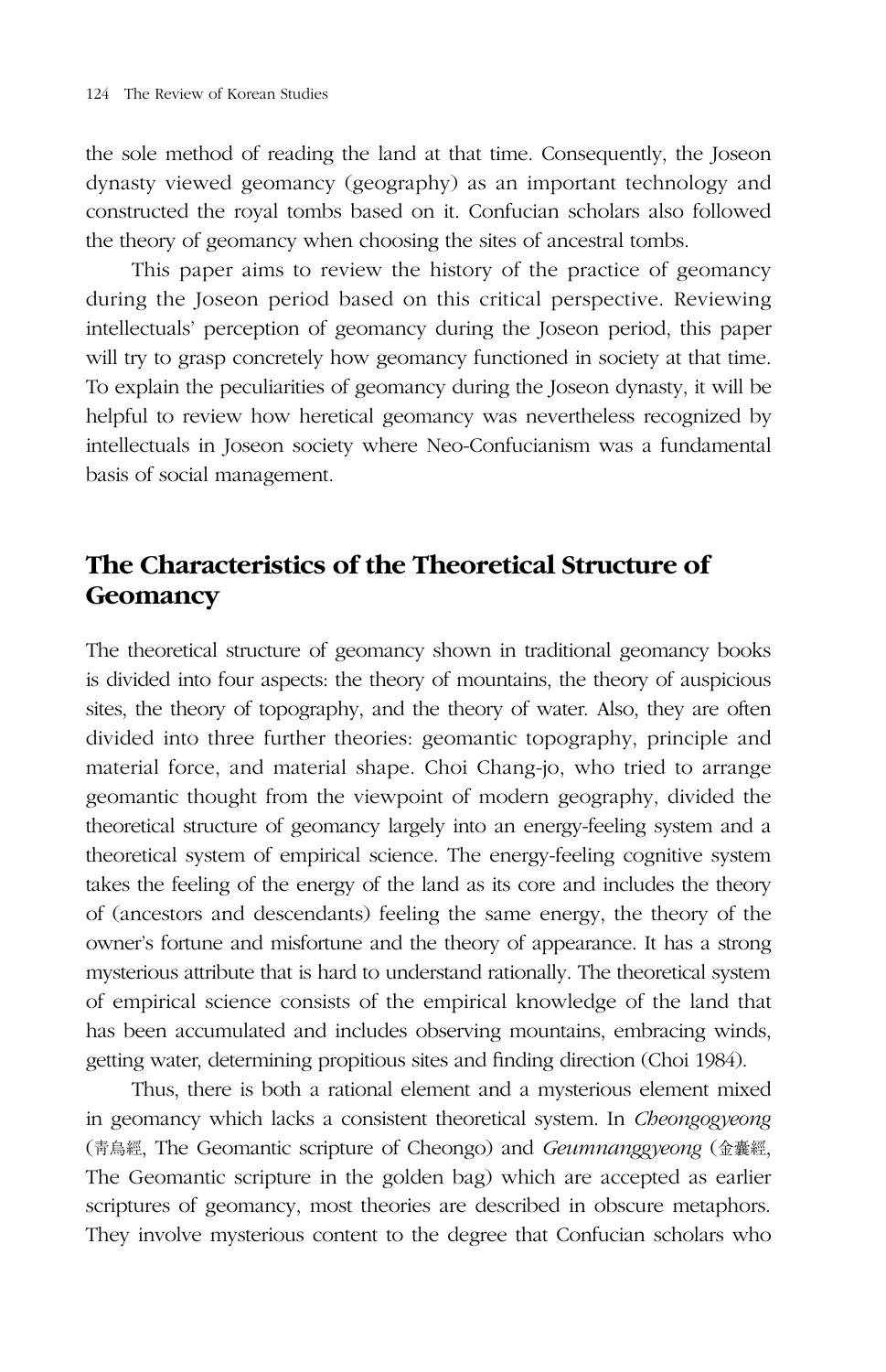the sole method of reading the land at that time. Consequently, the Joseon dynasty viewed geomancy (geography) as an important technology and constructed the royal tombs based on it. Confucian scholars also followed the theory of geomancy when choosing the sites of ancestral tombs.

This paper aims to review the history of the practice of geomancy during the Joseon period based on this critical perspective. Reviewing intellectuals' perception of geomancy during the Joseon period, this paper will try to grasp concretely how geomancy functioned in society at that time. To explain the peculiarities of geomancy during the Joseon dynasty, it will be helpful to review how heretical geomancy was nevertheless recognized by intellectuals in Joseon society where Neo-Confucianism was a fundamental basis of social management.

## The Characteristics of the Theoretical Structure of Geomancy

The theoretical structure of geomancy shown in traditional geomancy books is divided into four aspects: the theory of mountains, the theory of auspicious sites, the theory of topography, and the theory of water. Also, they are often divided into three further theories: geomantic topography, principle and material force, and material shape. Choi Chang-jo, who tried to arrange geomantic thought from the viewpoint of modern geography, divided the theoretical structure of geomancy largely into an energy-feeling system and a theoretical system of empirical science. The energy-feeling cognitive system takes the feeling of the energy of the land as its core and includes the theory of (ancestors and descendants) feeling the same energy, the theory of the owner's fortune and misfortune and the theory of appearance. It has a strong mysterious attribute that is hard to understand rationally. The theoretical system of empirical science consists of the empirical knowledge of the land that has been accumulated and includes observing mountains, embracing winds, getting water, determining propitious sites and finding direction (Choi 1984).

Thus, there is both a rational element and a mysterious element mixed in geomancy which lacks a consistent theoretical system. In *Cheongogyeong* (青烏經, The Geomantic scripture of Cheongo) and *Geumnanggyeong* (金囊經, The Geomantic scripture in the golden bag) which are accepted as earlier scriptures of geomancy, most theories are described in obscure metaphors. They involve mysterious content to the degree that Confucian scholars who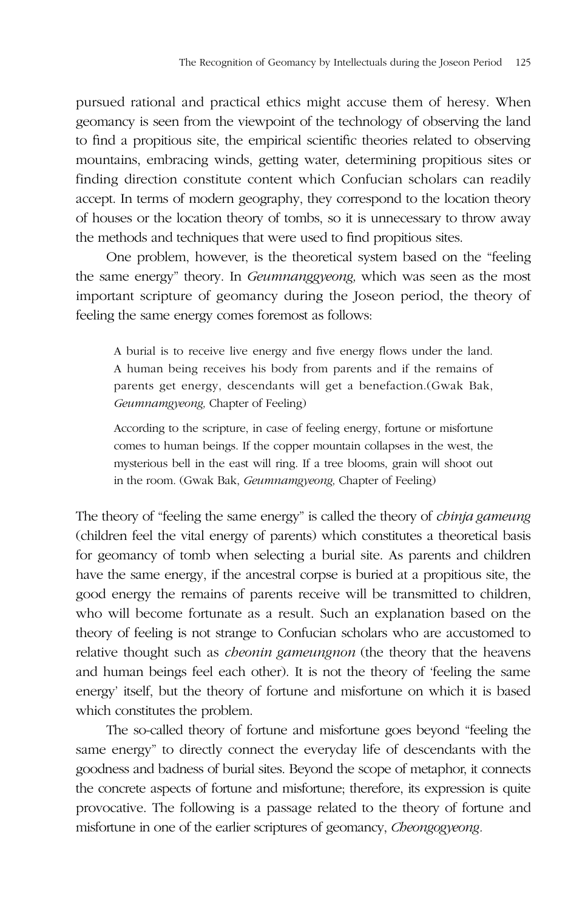pursued rational and practical ethics might accuse them of heresy. When geomancy is seen from the viewpoint of the technology of observing the land to find a propitious site, the empirical scientific theories related to observing mountains, embracing winds, getting water, determining propitious sites or finding direction constitute content which Confucian scholars can readily accept. In terms of modern geography, they correspond to the location theory of houses or the location theory of tombs, so it is unnecessary to throw away the methods and techniques that were used to find propitious sites.

One problem, however, is the theoretical system based on the "feeling the same energy" theory. In *Geumnanggyeong,* which was seen as the most important scripture of geomancy during the Joseon period, the theory of feeling the same energy comes foremost as follows:

> A burial is to receive live energy and five energy flows under the land. A human being receives his body from parents and if the remains of parents get energy, descendants will get a benefaction.(Gwak Bak, *Geumnamgyeong,* Chapter of Feeling)

> According to the scripture, in case of feeling energy, fortune or misfortune comes to human beings. If the copper mountain collapses in the west, the mysterious bell in the east will ring. If a tree blooms, grain will shoot out in the room. (Gwak Bak, *Geumnamgyeong,* Chapter of Feeling)

The theory of "feeling the same energy" is called the theory of *chinja gameung* (children feel the vital energy of parents) which constitutes a theoretical basis for geomancy of tomb when selecting a burial site. As parents and children have the same energy, if the ancestral corpse is buried at a propitious site, the good energy the remains of parents receive will be transmitted to children, who will become fortunate as a result. Such an explanation based on the theory of feeling is not strange to Confucian scholars who are accustomed to relative thought such as *cheonin gameungnon* (the theory that the heavens and human beings feel each other). It is not the theory of 'feeling the same energy' itself, but the theory of fortune and misfortune on which it is based which constitutes the problem.

The so-called theory of fortune and misfortune goes beyond "feeling the same energy" to directly connect the everyday life of descendants with the goodness and badness of burial sites. Beyond the scope of metaphor, it connects the concrete aspects of fortune and misfortune; therefore, its expression is quite provocative. The following is a passage related to the theory of fortune and misfortune in one of the earlier scriptures of geomancy, *Cheongogyeong*.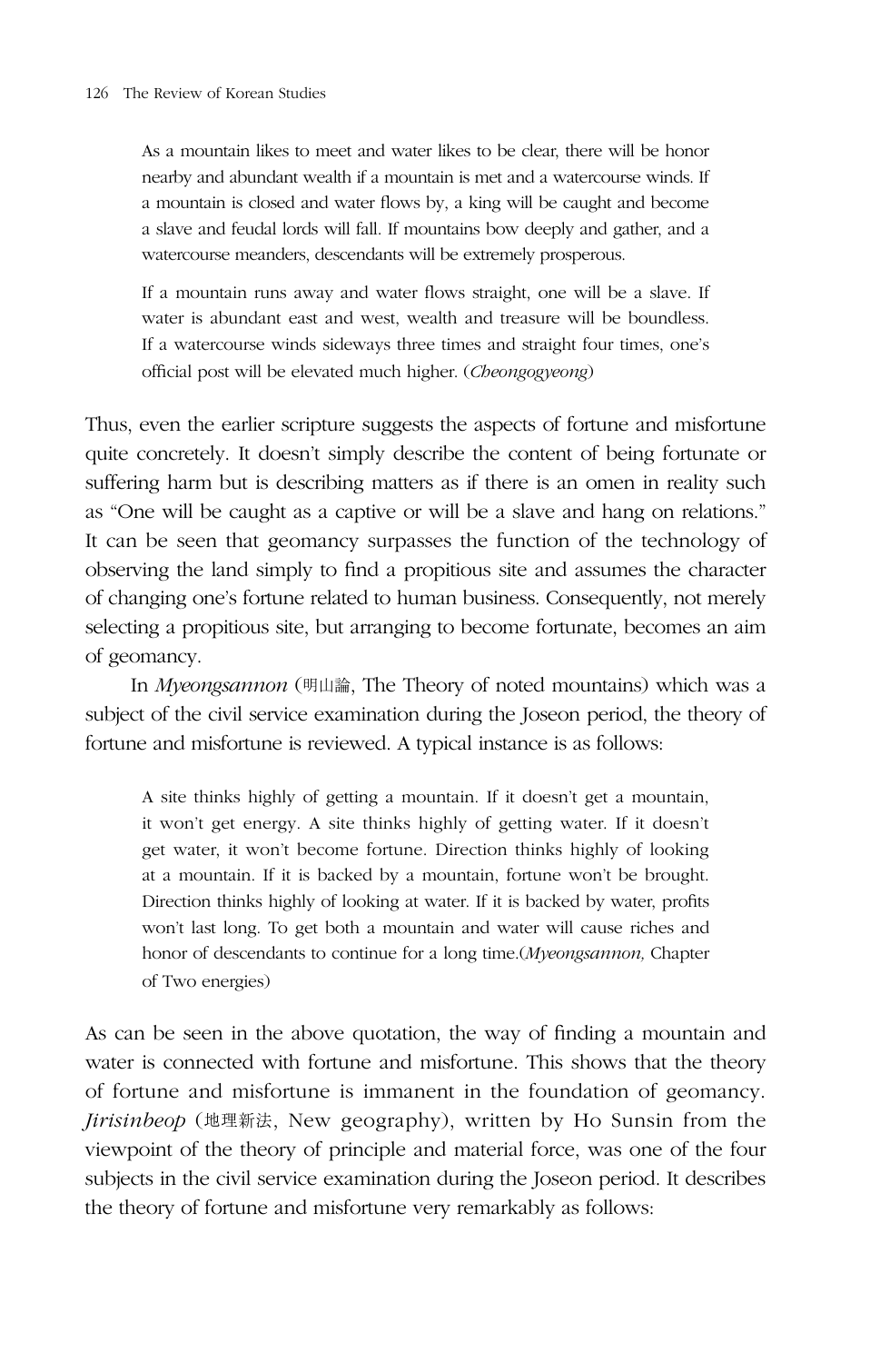> As a mountain likes to meet and water likes to be clear, there will be honor nearby and abundant wealth if a mountain is met and a watercourse winds. If a mountain is closed and water flows by, a king will be caught and become a slave and feudal lords will fall. If mountains bow deeply and gather, and a watercourse meanders, descendants will be extremely prosperous.
>
> If a mountain runs away and water flows straight, one will be a slave. If water is abundant east and west, wealth and treasure will be boundless. If a watercourse winds sideways three times and straight four times, one's official post will be elevated much higher. (*Cheongogyeong*)

Thus, even the earlier scripture suggests the aspects of fortune and misfortune quite concretely. It doesn't simply describe the content of being fortunate or suffering harm but is describing matters as if there is an omen in reality such as "One will be caught as a captive or will be a slave and hang on relations." It can be seen that geomancy surpasses the function of the technology of observing the land simply to find a propitious site and assumes the character of changing one's fortune related to human business. Consequently, not merely selecting a propitious site, but arranging to become fortunate, becomes an aim of geomancy.

In *Myeongsannon* (明山論, The Theory of noted mountains) which was a subject of the civil service examination during the Joseon period, the theory of fortune and misfortune is reviewed. A typical instance is as follows:

> A site thinks highly of getting a mountain. If it doesn't get a mountain, it won't get energy. A site thinks highly of getting water. If it doesn't get water, it won't become fortune. Direction thinks highly of looking at a mountain. If it is backed by a mountain, fortune won't be brought. Direction thinks highly of looking at water. If it is backed by water, profits won't last long. To get both a mountain and water will cause riches and honor of descendants to continue for a long time.(*Myeongsannon,* Chapter of Two energies)

As can be seen in the above quotation, the way of finding a mountain and water is connected with fortune and misfortune. This shows that the theory of fortune and misfortune is immanent in the foundation of geomancy. *Jirisinbeop* (地理新法, New geography), written by Ho Sunsin from the viewpoint of the theory of principle and material force, was one of the four subjects in the civil service examination during the Joseon period. It describes the theory of fortune and misfortune very remarkably as follows: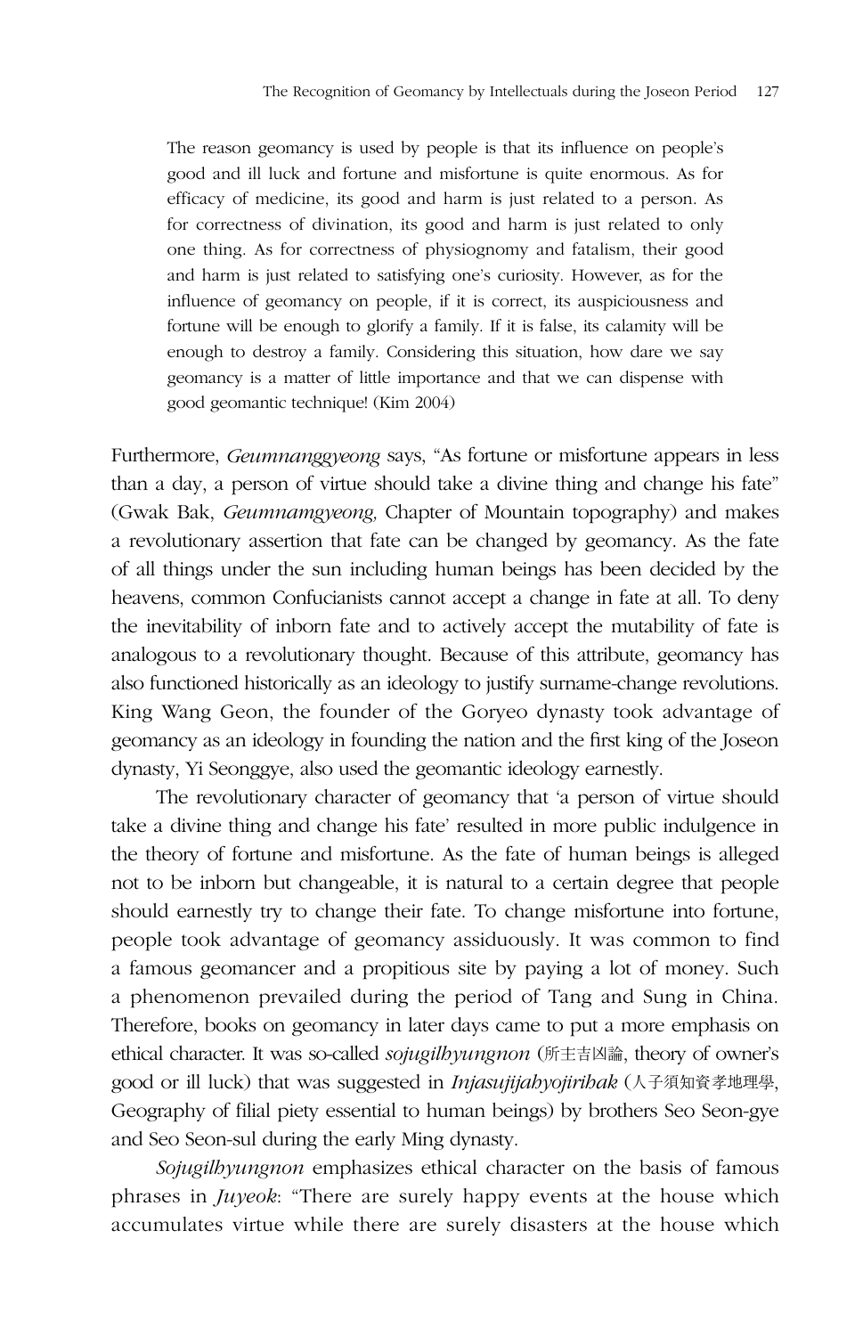> The reason geomancy is used by people is that its influence on people's good and ill luck and fortune and misfortune is quite enormous. As for efficacy of medicine, its good and harm is just related to a person. As for correctness of divination, its good and harm is just related to only one thing. As for correctness of physiognomy and fatalism, their good and harm is just related to satisfying one's curiosity. However, as for the influence of geomancy on people, if it is correct, its auspiciousness and fortune will be enough to glorify a family. If it is false, its calamity will be enough to destroy a family. Considering this situation, how dare we say geomancy is a matter of little importance and that we can dispense with good geomantic technique! (Kim 2004)

Furthermore, *Geumnanggyeong* says, "As fortune or misfortune appears in less than a day, a person of virtue should take a divine thing and change his fate" (Gwak Bak, *Geumnamgyeong,* Chapter of Mountain topography) and makes a revolutionary assertion that fate can be changed by geomancy. As the fate of all things under the sun including human beings has been decided by the heavens, common Confucianists cannot accept a change in fate at all. To deny the inevitability of inborn fate and to actively accept the mutability of fate is analogous to a revolutionary thought. Because of this attribute, geomancy has also functioned historically as an ideology to justify surname-change revolutions. King Wang Geon, the founder of the Goryeo dynasty took advantage of geomancy as an ideology in founding the nation and the first king of the Joseon dynasty, Yi Seonggye, also used the geomantic ideology earnestly.

The revolutionary character of geomancy that 'a person of virtue should take a divine thing and change his fate' resulted in more public indulgence in the theory of fortune and misfortune. As the fate of human beings is alleged not to be inborn but changeable, it is natural to a certain degree that people should earnestly try to change their fate. To change misfortune into fortune, people took advantage of geomancy assiduously. It was common to find a famous geomancer and a propitious site by paying a lot of money. Such a phenomenon prevailed during the period of Tang and Sung in China. Therefore, books on geomancy in later days came to put a more emphasis on ethical character. It was so-called *sojugilhyungnon* (所主吉凶論, theory of owner's good or ill luck) that was suggested in *Injasujijahyojirihak* (人子須知資孝地理學, Geography of filial piety essential to human beings) by brothers Seo Seon-gye and Seo Seon-sul during the early Ming dynasty.

*Sojugilhyungnon* emphasizes ethical character on the basis of famous phrases in *Juyeok*: "There are surely happy events at the house which accumulates virtue while there are surely disasters at the house which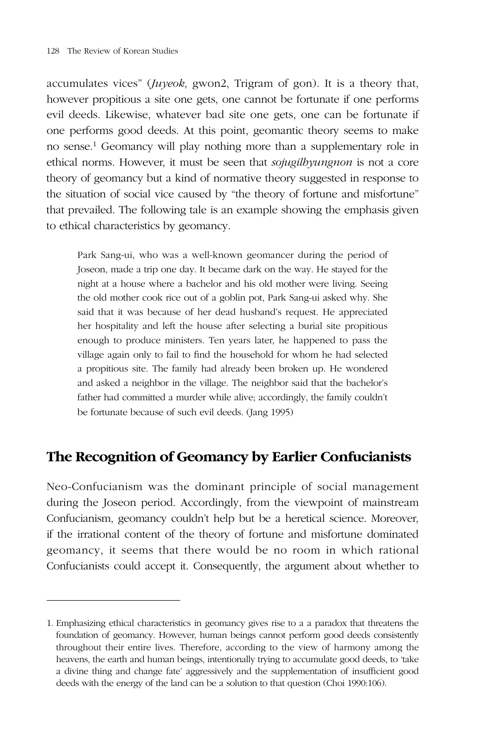accumulates vices" (*Juyeok*, gwon2, Trigram of gon). It is a theory that, however propitious a site one gets, one cannot be fortunate if one performs evil deeds. Likewise, whatever bad site one gets, one can be fortunate if one performs good deeds. At this point, geomantic theory seems to make no sense.[1] Geomancy will play nothing more than a supplementary role in ethical norms. However, it must be seen that *sojugilhyungnon* is not a core theory of geomancy but a kind of normative theory suggested in response to the situation of social vice caused by "the theory of fortune and misfortune" that prevailed. The following tale is an example showing the emphasis given to ethical characteristics by geomancy.

> Park Sang-ui, who was a well-known geomancer during the period of Joseon, made a trip one day. It became dark on the way. He stayed for the night at a house where a bachelor and his old mother were living. Seeing the old mother cook rice out of a goblin pot, Park Sang-ui asked why. She said that it was because of her dead husband's request. He appreciated her hospitality and left the house after selecting a burial site propitious enough to produce ministers. Ten years later, he happened to pass the village again only to fail to find the household for whom he had selected a propitious site. The family had already been broken up. He wondered and asked a neighbor in the village. The neighbor said that the bachelor's father had committed a murder while alive; accordingly, the family couldn't be fortunate because of such evil deeds. (Jang 1995)

## The Recognition of Geomancy by Earlier Confucianists

Neo-Confucianism was the dominant principle of social management during the Joseon period. Accordingly, from the viewpoint of mainstream Confucianism, geomancy couldn't help but be a heretical science. Moreover, if the irrational content of the theory of fortune and misfortune dominated geomancy, it seems that there would be no room in which rational Confucianists could accept it. Consequently, the argument about whether to

---

1. Emphasizing ethical characteristics in geomancy gives rise to a a paradox that threatens the foundation of geomancy. However, human beings cannot perform good deeds consistently throughout their entire lives. Therefore, according to the view of harmony among the heavens, the earth and human beings, intentionally trying to accumulate good deeds, to 'take a divine thing and change fate' aggressively and the supplementation of insufficient good deeds with the energy of the land can be a solution to that question (Choi 1990:106).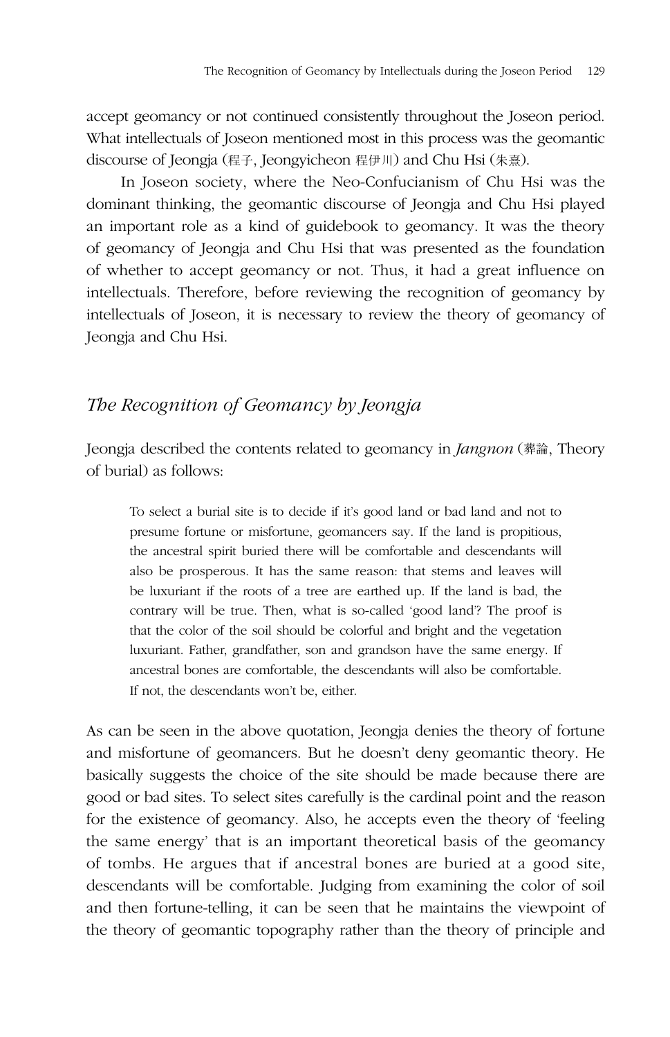accept geomancy or not continued consistently throughout the Joseon period. What intellectuals of Joseon mentioned most in this process was the geomantic discourse of Jeongja (程子, Jeongyicheon 程伊川) and Chu Hsi (朱熹).

In Joseon society, where the Neo-Confucianism of Chu Hsi was the dominant thinking, the geomantic discourse of Jeongja and Chu Hsi played an important role as a kind of guidebook to geomancy. It was the theory of geomancy of Jeongja and Chu Hsi that was presented as the foundation of whether to accept geomancy or not. Thus, it had a great influence on intellectuals. Therefore, before reviewing the recognition of geomancy by intellectuals of Joseon, it is necessary to review the theory of geomancy of Jeongja and Chu Hsi.

## *The Recognition of Geomancy by Jeongja*

Jeongja described the contents related to geomancy in *Jangnon* (葬論, Theory of burial) as follows:

> To select a burial site is to decide if it's good land or bad land and not to presume fortune or misfortune, geomancers say. If the land is propitious, the ancestral spirit buried there will be comfortable and descendants will also be prosperous. It has the same reason: that stems and leaves will be luxuriant if the roots of a tree are earthed up. If the land is bad, the contrary will be true. Then, what is so-called 'good land'? The proof is that the color of the soil should be colorful and bright and the vegetation luxuriant. Father, grandfather, son and grandson have the same energy. If ancestral bones are comfortable, the descendants will also be comfortable. If not, the descendants won't be, either.

As can be seen in the above quotation, Jeongja denies the theory of fortune and misfortune of geomancers. But he doesn't deny geomantic theory. He basically suggests the choice of the site should be made because there are good or bad sites. To select sites carefully is the cardinal point and the reason for the existence of geomancy. Also, he accepts even the theory of 'feeling the same energy' that is an important theoretical basis of the geomancy of tombs. He argues that if ancestral bones are buried at a good site, descendants will be comfortable. Judging from examining the color of soil and then fortune-telling, it can be seen that he maintains the viewpoint of the theory of geomantic topography rather than the theory of principle and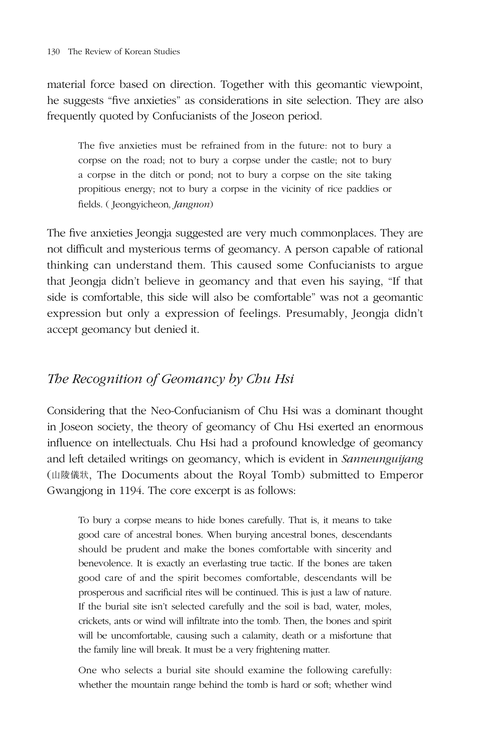material force based on direction. Together with this geomantic viewpoint, he suggests "five anxieties" as considerations in site selection. They are also frequently quoted by Confucianists of the Joseon period.

> The five anxieties must be refrained from in the future: not to bury a corpse on the road; not to bury a corpse under the castle; not to bury a corpse in the ditch or pond; not to bury a corpse on the site taking propitious energy; not to bury a corpse in the vicinity of rice paddies or fields. ( Jeongyicheon*, Jangnon*)

The five anxieties Jeongja suggested are very much commonplaces. They are not difficult and mysterious terms of geomancy. A person capable of rational thinking can understand them. This caused some Confucianists to argue that Jeongja didn't believe in geomancy and that even his saying, "If that side is comfortable, this side will also be comfortable" was not a geomantic expression but only a expression of feelings. Presumably, Jeongja didn't accept geomancy but denied it.

## *The Recognition of Geomancy by Chu Hsi*

Considering that the Neo-Confucianism of Chu Hsi was a dominant thought in Joseon society, the theory of geomancy of Chu Hsi exerted an enormous influence on intellectuals. Chu Hsi had a profound knowledge of geomancy and left detailed writings on geomancy, which is evident in *Sanneunguijang* (山陵儀狀, The Documents about the Royal Tomb) submitted to Emperor Gwangjong in 1194. The core excerpt is as follows:

> To bury a corpse means to hide bones carefully. That is, it means to take good care of ancestral bones. When burying ancestral bones, descendants should be prudent and make the bones comfortable with sincerity and benevolence. It is exactly an everlasting true tactic. If the bones are taken good care of and the spirit becomes comfortable, descendants will be prosperous and sacrificial rites will be continued. This is just a law of nature. If the burial site isn't selected carefully and the soil is bad, water, moles, crickets, ants or wind will infiltrate into the tomb. Then, the bones and spirit will be uncomfortable, causing such a calamity, death or a misfortune that the family line will break. It must be a very frightening matter.
>
> One who selects a burial site should examine the following carefully: whether the mountain range behind the tomb is hard or soft; whether wind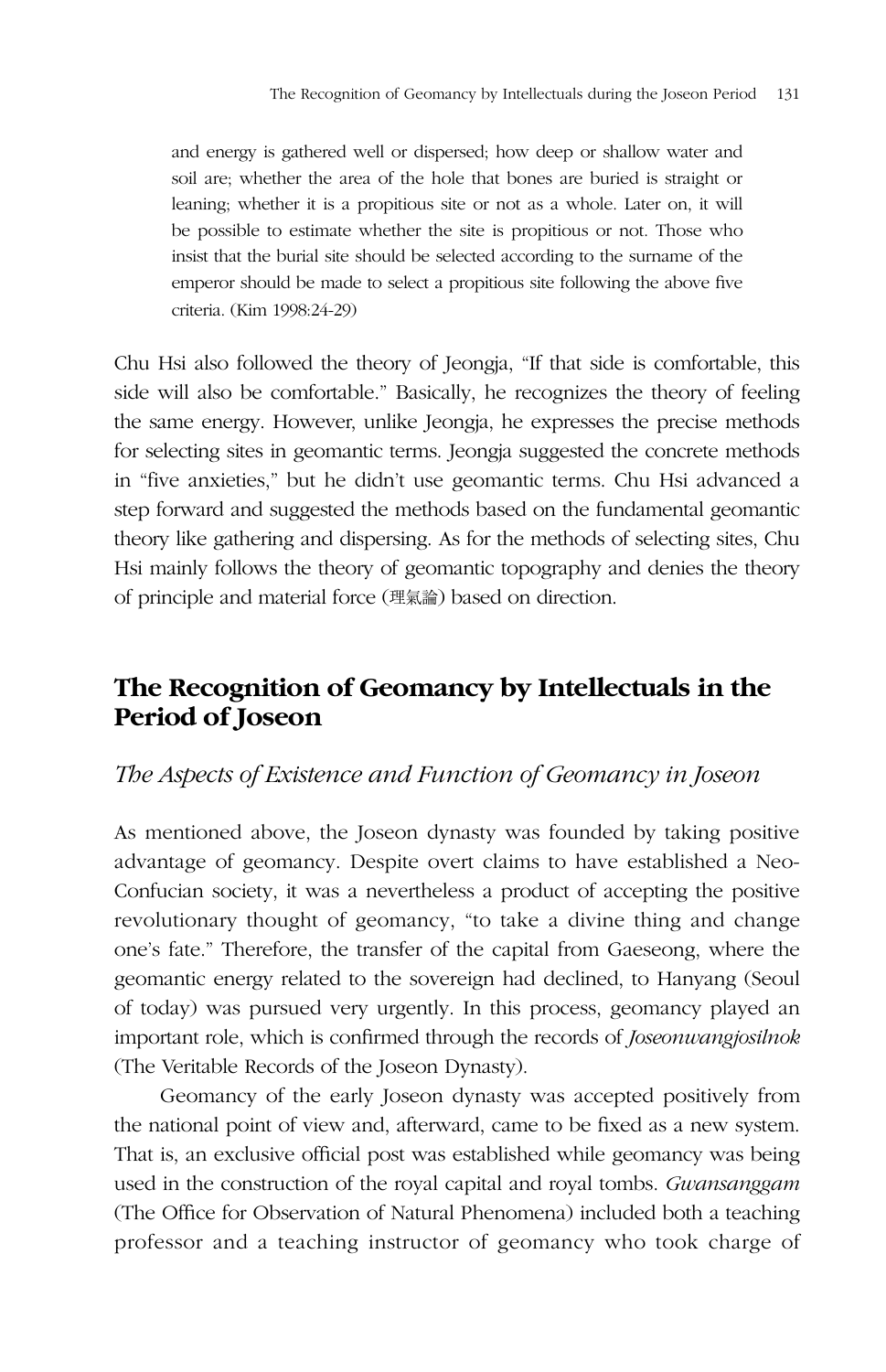> and energy is gathered well or dispersed; how deep or shallow water and soil are; whether the area of the hole that bones are buried is straight or leaning; whether it is a propitious site or not as a whole. Later on, it will be possible to estimate whether the site is propitious or not. Those who insist that the burial site should be selected according to the surname of the emperor should be made to select a propitious site following the above five criteria. (Kim 1998:24-29)

Chu Hsi also followed the theory of Jeongja, "If that side is comfortable, this side will also be comfortable." Basically, he recognizes the theory of feeling the same energy. However, unlike Jeongja, he expresses the precise methods for selecting sites in geomantic terms. Jeongja suggested the concrete methods in "five anxieties," but he didn't use geomantic terms. Chu Hsi advanced a step forward and suggested the methods based on the fundamental geomantic theory like gathering and dispersing. As for the methods of selecting sites, Chu Hsi mainly follows the theory of geomantic topography and denies the theory of principle and material force (理氣論) based on direction.

## The Recognition of Geomancy by Intellectuals in the Period of Joseon

### *The Aspects of Existence and Function of Geomancy in Joseon*

As mentioned above, the Joseon dynasty was founded by taking positive advantage of geomancy. Despite overt claims to have established a Neo-Confucian society, it was a nevertheless a product of accepting the positive revolutionary thought of geomancy, "to take a divine thing and change one's fate." Therefore, the transfer of the capital from Gaeseong, where the geomantic energy related to the sovereign had declined, to Hanyang (Seoul of today) was pursued very urgently. In this process, geomancy played an important role, which is confirmed through the records of *Joseonwangjosilnok* (The Veritable Records of the Joseon Dynasty).

Geomancy of the early Joseon dynasty was accepted positively from the national point of view and, afterward, came to be fixed as a new system. That is, an exclusive official post was established while geomancy was being used in the construction of the royal capital and royal tombs. *Gwansanggam* (The Office for Observation of Natural Phenomena) included both a teaching professor and a teaching instructor of geomancy who took charge of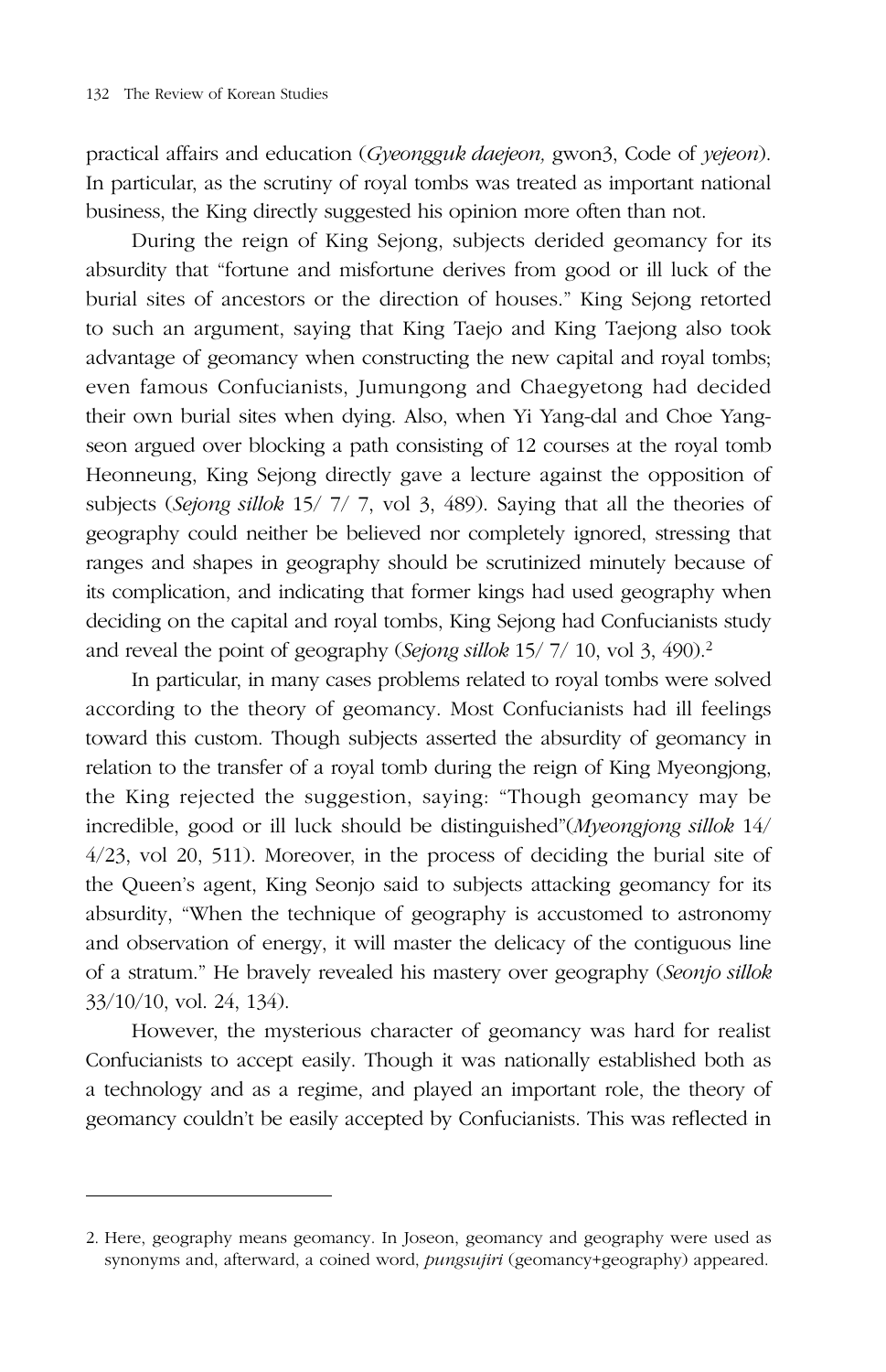practical affairs and education (*Gyeongguk daejeon,* gwon3, Code of *yejeon*). In particular, as the scrutiny of royal tombs was treated as important national business, the King directly suggested his opinion more often than not.

During the reign of King Sejong, subjects derided geomancy for its absurdity that "fortune and misfortune derives from good or ill luck of the burial sites of ancestors or the direction of houses." King Sejong retorted to such an argument, saying that King Taejo and King Taejong also took advantage of geomancy when constructing the new capital and royal tombs; even famous Confucianists, Jumungong and Chaegyetong had decided their own burial sites when dying. Also, when Yi Yang-dal and Choe Yang-seon argued over blocking a path consisting of 12 courses at the royal tomb Heonneung, King Sejong directly gave a lecture against the opposition of subjects (*Sejong sillok* 15/ 7/ 7, vol 3, 489). Saying that all the theories of geography could neither be believed nor completely ignored, stressing that ranges and shapes in geography should be scrutinized minutely because of its complication, and indicating that former kings had used geography when deciding on the capital and royal tombs, King Sejong had Confucianists study and reveal the point of geography (*Sejong sillok* 15/ 7/ 10, vol 3, 490).[2]

In particular, in many cases problems related to royal tombs were solved according to the theory of geomancy. Most Confucianists had ill feelings toward this custom. Though subjects asserted the absurdity of geomancy in relation to the transfer of a royal tomb during the reign of King Myeongjong, the King rejected the suggestion, saying: "Though geomancy may be incredible, good or ill luck should be distinguished"(*Myeongjong sillok* 14/ 4/23, vol 20, 511). Moreover, in the process of deciding the burial site of the Queen's agent, King Seonjo said to subjects attacking geomancy for its absurdity, "When the technique of geography is accustomed to astronomy and observation of energy, it will master the delicacy of the contiguous line of a stratum." He bravely revealed his mastery over geography (*Seonjo sillok* 33/10/10, vol. 24, 134).

However, the mysterious character of geomancy was hard for realist Confucianists to accept easily. Though it was nationally established both as a technology and as a regime, and played an important role, the theory of geomancy couldn't be easily accepted by Confucianists. This was reflected in

---

2. Here, geography means geomancy. In Joseon, geomancy and geography were used as synonyms and, afterward, a coined word, *pungsujiri* (geomancy+geography) appeared.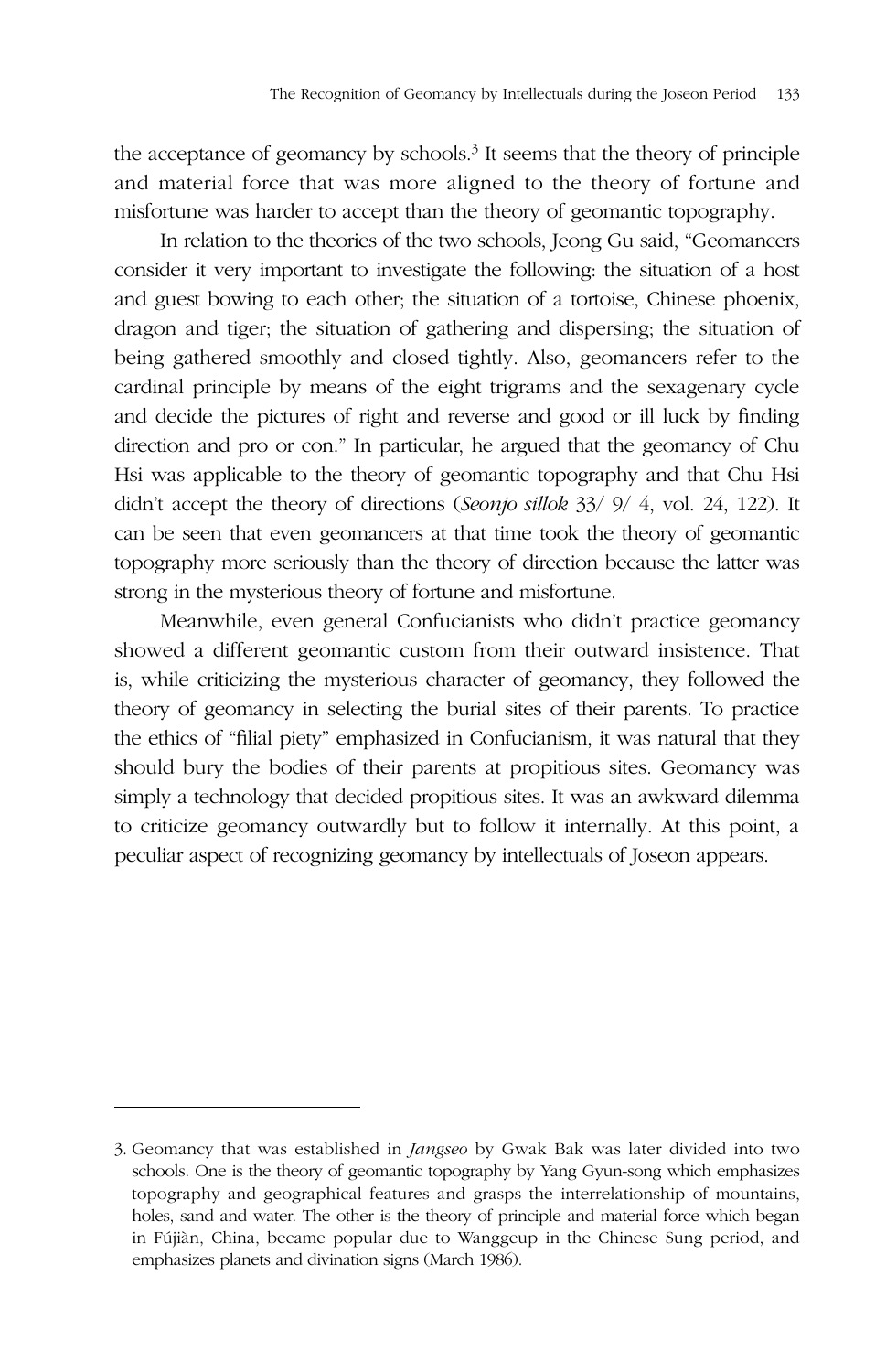the acceptance of geomancy by schools.[3] It seems that the theory of principle and material force that was more aligned to the theory of fortune and misfortune was harder to accept than the theory of geomantic topography.

In relation to the theories of the two schools, Jeong Gu said, "Geomancers consider it very important to investigate the following: the situation of a host and guest bowing to each other; the situation of a tortoise, Chinese phoenix, dragon and tiger; the situation of gathering and dispersing; the situation of being gathered smoothly and closed tightly. Also, geomancers refer to the cardinal principle by means of the eight trigrams and the sexagenary cycle and decide the pictures of right and reverse and good or ill luck by finding direction and pro or con." In particular, he argued that the geomancy of Chu Hsi was applicable to the theory of geomantic topography and that Chu Hsi didn't accept the theory of directions (*Seonjo sillok* 33/ 9/ 4, vol. 24, 122). It can be seen that even geomancers at that time took the theory of geomantic topography more seriously than the theory of direction because the latter was strong in the mysterious theory of fortune and misfortune.

Meanwhile, even general Confucianists who didn't practice geomancy showed a different geomantic custom from their outward insistence. That is, while criticizing the mysterious character of geomancy, they followed the theory of geomancy in selecting the burial sites of their parents. To practice the ethics of "filial piety" emphasized in Confucianism, it was natural that they should bury the bodies of their parents at propitious sites. Geomancy was simply a technology that decided propitious sites. It was an awkward dilemma to criticize geomancy outwardly but to follow it internally. At this point, a peculiar aspect of recognizing geomancy by intellectuals of Joseon appears.

---

3. Geomancy that was established in *Jangseo* by Gwak Bak was later divided into two schools. One is the theory of geomantic topography by Yang Gyun-song which emphasizes topography and geographical features and grasps the interrelationship of mountains, holes, sand and water. The other is the theory of principle and material force which began in Fújiàn, China, became popular due to Wanggeup in the Chinese Sung period, and emphasizes planets and divination signs (March 1986).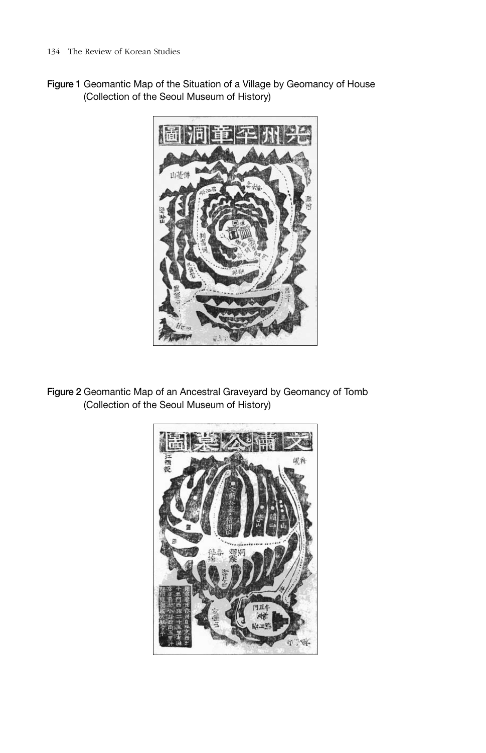**Figure 1** Geomantic Map of the Situation of a Village by Geomancy of House (Collection of the Seoul Museum of History)

**Figure 2** Geomantic Map of an Ancestral Graveyard by Geomancy of Tomb (Collection of the Seoul Museum of History)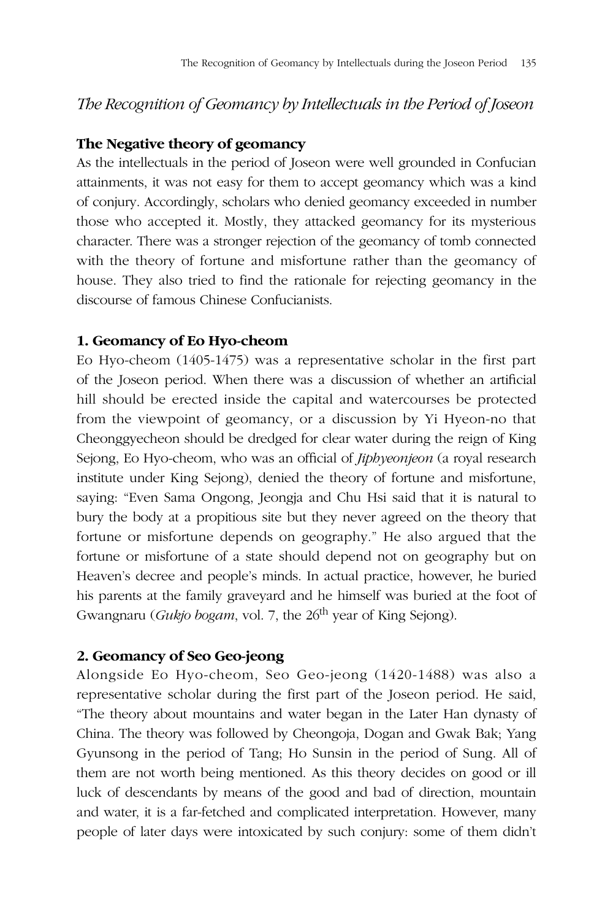## *The Recognition of Geomancy by Intellectuals in the Period of Joseon*

### The Negative theory of geomancy

As the intellectuals in the period of Joseon were well grounded in Confucian attainments, it was not easy for them to accept geomancy which was a kind of conjury. Accordingly, scholars who denied geomancy exceeded in number those who accepted it. Mostly, they attacked geomancy for its mysterious character. There was a stronger rejection of the geomancy of tomb connected with the theory of fortune and misfortune rather than the geomancy of house. They also tried to find the rationale for rejecting geomancy in the discourse of famous Chinese Confucianists.

### 1. Geomancy of Eo Hyo-cheom

Eo Hyo-cheom (1405-1475) was a representative scholar in the first part of the Joseon period. When there was a discussion of whether an artificial hill should be erected inside the capital and watercourses be protected from the viewpoint of geomancy, or a discussion by Yi Hyeon-no that Cheonggyecheon should be dredged for clear water during the reign of King Sejong, Eo Hyo-cheom, who was an official of *Jiphyeonjeon* (a royal research institute under King Sejong), denied the theory of fortune and misfortune, saying: "Even Sama Ongong, Jeongja and Chu Hsi said that it is natural to bury the body at a propitious site but they never agreed on the theory that fortune or misfortune depends on geography." He also argued that the fortune or misfortune of a state should depend not on geography but on Heaven's decree and people's minds. In actual practice, however, he buried his parents at the family graveyard and he himself was buried at the foot of Gwangnaru (*Gukjo bogam*, vol. 7, the 26th year of King Sejong).

### 2. Geomancy of Seo Geo-jeong

Alongside Eo Hyo-cheom, Seo Geo-jeong (1420-1488) was also a representative scholar during the first part of the Joseon period. He said, "The theory about mountains and water began in the Later Han dynasty of China. The theory was followed by Cheongoja, Dogan and Gwak Bak; Yang Gyunsong in the period of Tang; Ho Sunsin in the period of Sung. All of them are not worth being mentioned. As this theory decides on good or ill luck of descendants by means of the good and bad of direction, mountain and water, it is a far-fetched and complicated interpretation. However, many people of later days were intoxicated by such conjury: some of them didn't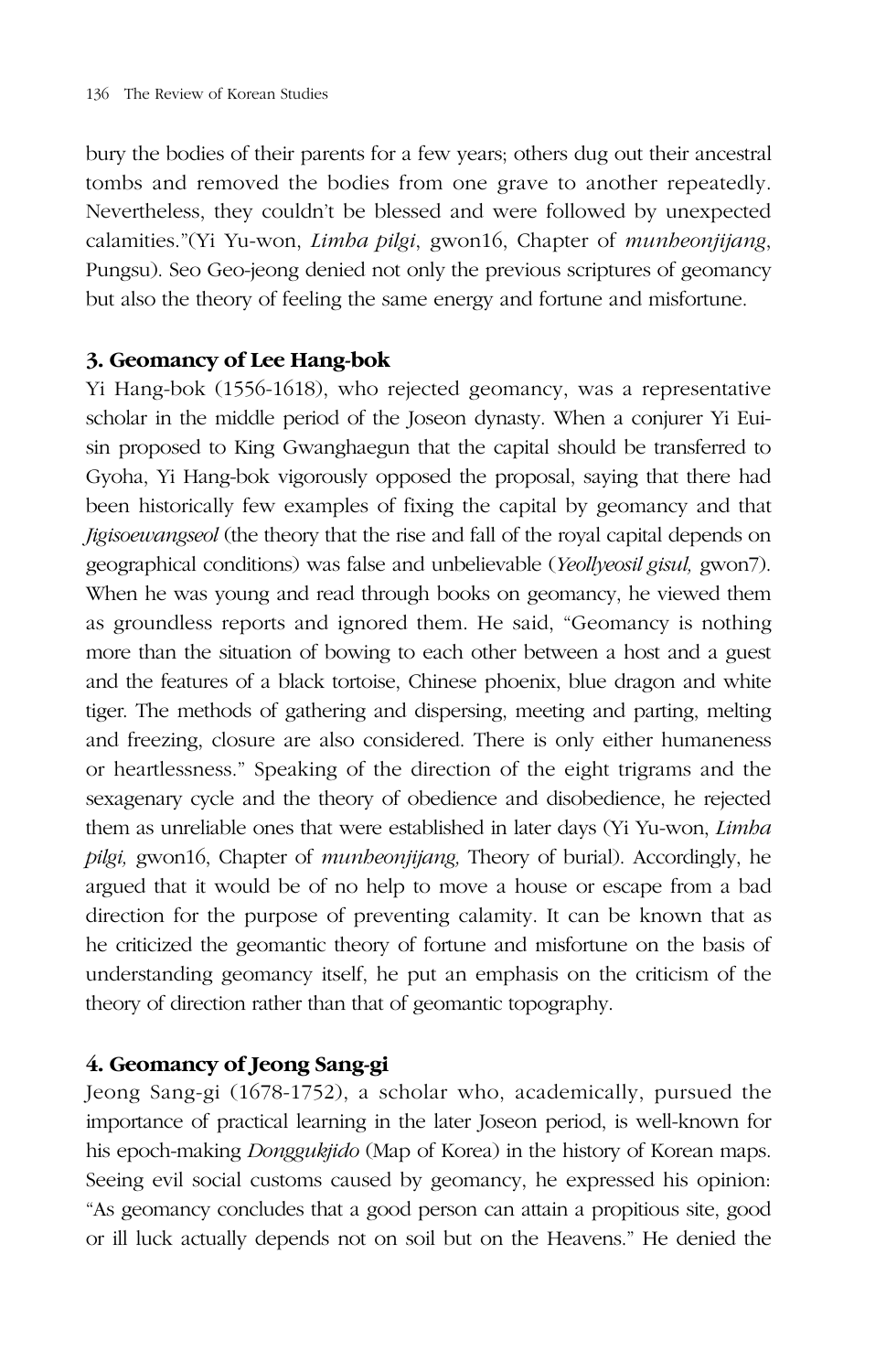bury the bodies of their parents for a few years; others dug out their ancestral tombs and removed the bodies from one grave to another repeatedly. Nevertheless, they couldn't be blessed and were followed by unexpected calamities."(Yi Yu-won, *Limha pilgi*, gwon16, Chapter of *munheonjijang*, Pungsu). Seo Geo-jeong denied not only the previous scriptures of geomancy but also the theory of feeling the same energy and fortune and misfortune.

### 3. Geomancy of Lee Hang-bok

Yi Hang-bok (1556-1618), who rejected geomancy, was a representative scholar in the middle period of the Joseon dynasty. When a conjurer Yi Eui-sin proposed to King Gwanghaegun that the capital should be transferred to Gyoha, Yi Hang-bok vigorously opposed the proposal, saying that there had been historically few examples of fixing the capital by geomancy and that *Jigisoewangseol* (the theory that the rise and fall of the royal capital depends on geographical conditions) was false and unbelievable (*Yeollyeosil gisul,* gwon7). When he was young and read through books on geomancy, he viewed them as groundless reports and ignored them. He said, "Geomancy is nothing more than the situation of bowing to each other between a host and a guest and the features of a black tortoise, Chinese phoenix, blue dragon and white tiger. The methods of gathering and dispersing, meeting and parting, melting and freezing, closure are also considered. There is only either humaneness or heartlessness." Speaking of the direction of the eight trigrams and the sexagenary cycle and the theory of obedience and disobedience, he rejected them as unreliable ones that were established in later days (Yi Yu-won, *Limha pilgi,* gwon16, Chapter of *munheonjijang,* Theory of burial). Accordingly, he argued that it would be of no help to move a house or escape from a bad direction for the purpose of preventing calamity. It can be known that as he criticized the geomantic theory of fortune and misfortune on the basis of understanding geomancy itself, he put an emphasis on the criticism of the theory of direction rather than that of geomantic topography.

### 4. Geomancy of Jeong Sang-gi

Jeong Sang-gi (1678-1752), a scholar who, academically, pursued the importance of practical learning in the later Joseon period, is well-known for his epoch-making *Donggukjido* (Map of Korea) in the history of Korean maps. Seeing evil social customs caused by geomancy, he expressed his opinion: "As geomancy concludes that a good person can attain a propitious site, good or ill luck actually depends not on soil but on the Heavens." He denied the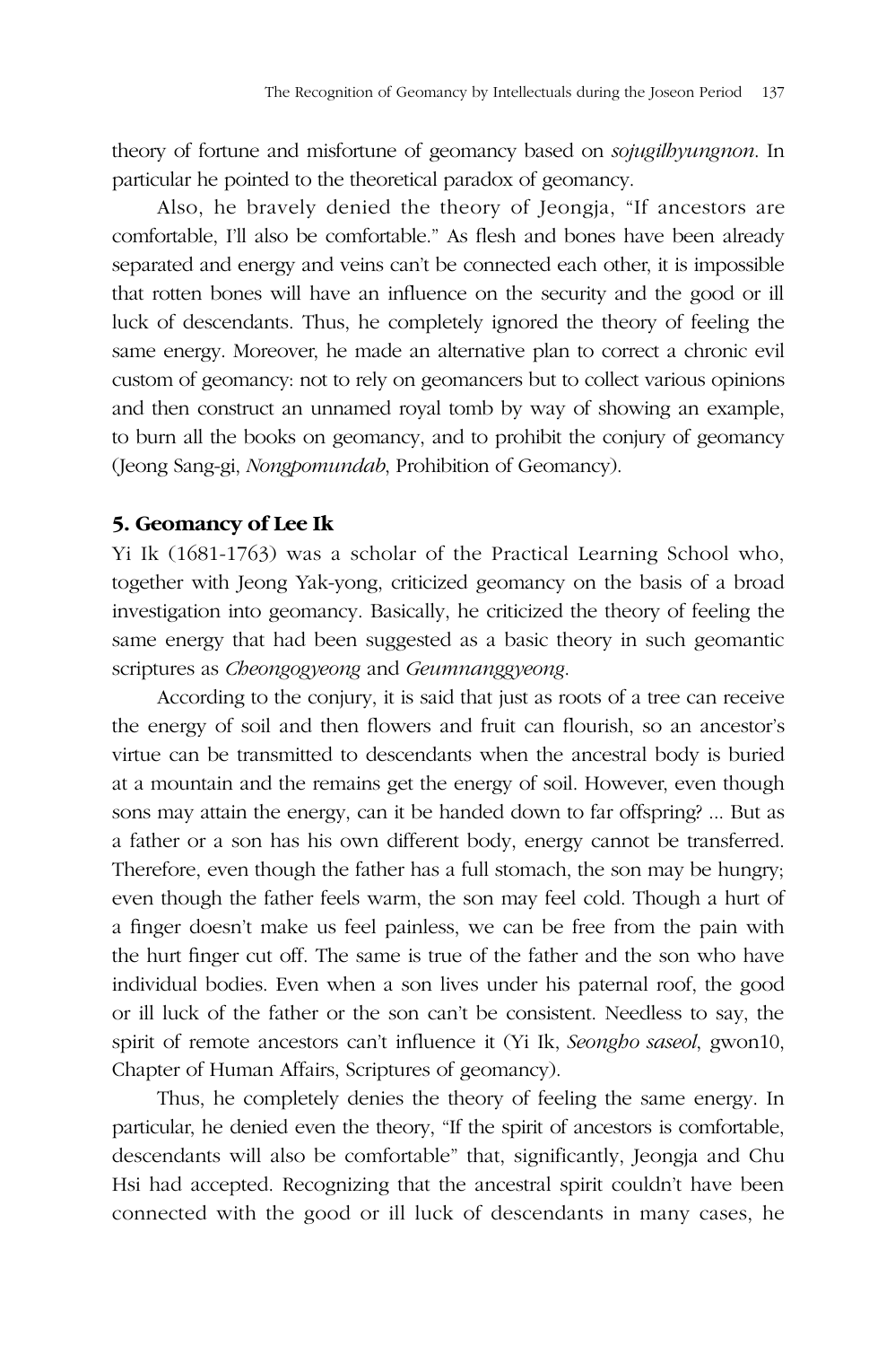theory of fortune and misfortune of geomancy based on *sojugilhyungnon*. In particular he pointed to the theoretical paradox of geomancy.

Also, he bravely denied the theory of Jeongja, "If ancestors are comfortable, I'll also be comfortable." As flesh and bones have been already separated and energy and veins can't be connected each other, it is impossible that rotten bones will have an influence on the security and the good or ill luck of descendants. Thus, he completely ignored the theory of feeling the same energy. Moreover, he made an alternative plan to correct a chronic evil custom of geomancy: not to rely on geomancers but to collect various opinions and then construct an unnamed royal tomb by way of showing an example, to burn all the books on geomancy, and to prohibit the conjury of geomancy (Jeong Sang-gi, *Nongpomundab*, Prohibition of Geomancy).

### 5. Geomancy of Lee Ik

Yi Ik (1681-1763) was a scholar of the Practical Learning School who, together with Jeong Yak-yong, criticized geomancy on the basis of a broad investigation into geomancy. Basically, he criticized the theory of feeling the same energy that had been suggested as a basic theory in such geomantic scriptures as *Cheongogyeong* and *Geumnanggyeong*.

According to the conjury, it is said that just as roots of a tree can receive the energy of soil and then flowers and fruit can flourish, so an ancestor's virtue can be transmitted to descendants when the ancestral body is buried at a mountain and the remains get the energy of soil. However, even though sons may attain the energy, can it be handed down to far offspring? ... But as a father or a son has his own different body, energy cannot be transferred. Therefore, even though the father has a full stomach, the son may be hungry; even though the father feels warm, the son may feel cold. Though a hurt of a finger doesn't make us feel painless, we can be free from the pain with the hurt finger cut off. The same is true of the father and the son who have individual bodies. Even when a son lives under his paternal roof, the good or ill luck of the father or the son can't be consistent. Needless to say, the spirit of remote ancestors can't influence it (Yi Ik, *Seongho saseol*, gwon10, Chapter of Human Affairs, Scriptures of geomancy).

Thus, he completely denies the theory of feeling the same energy. In particular, he denied even the theory, "If the spirit of ancestors is comfortable, descendants will also be comfortable" that, significantly, Jeongja and Chu Hsi had accepted. Recognizing that the ancestral spirit couldn't have been connected with the good or ill luck of descendants in many cases, he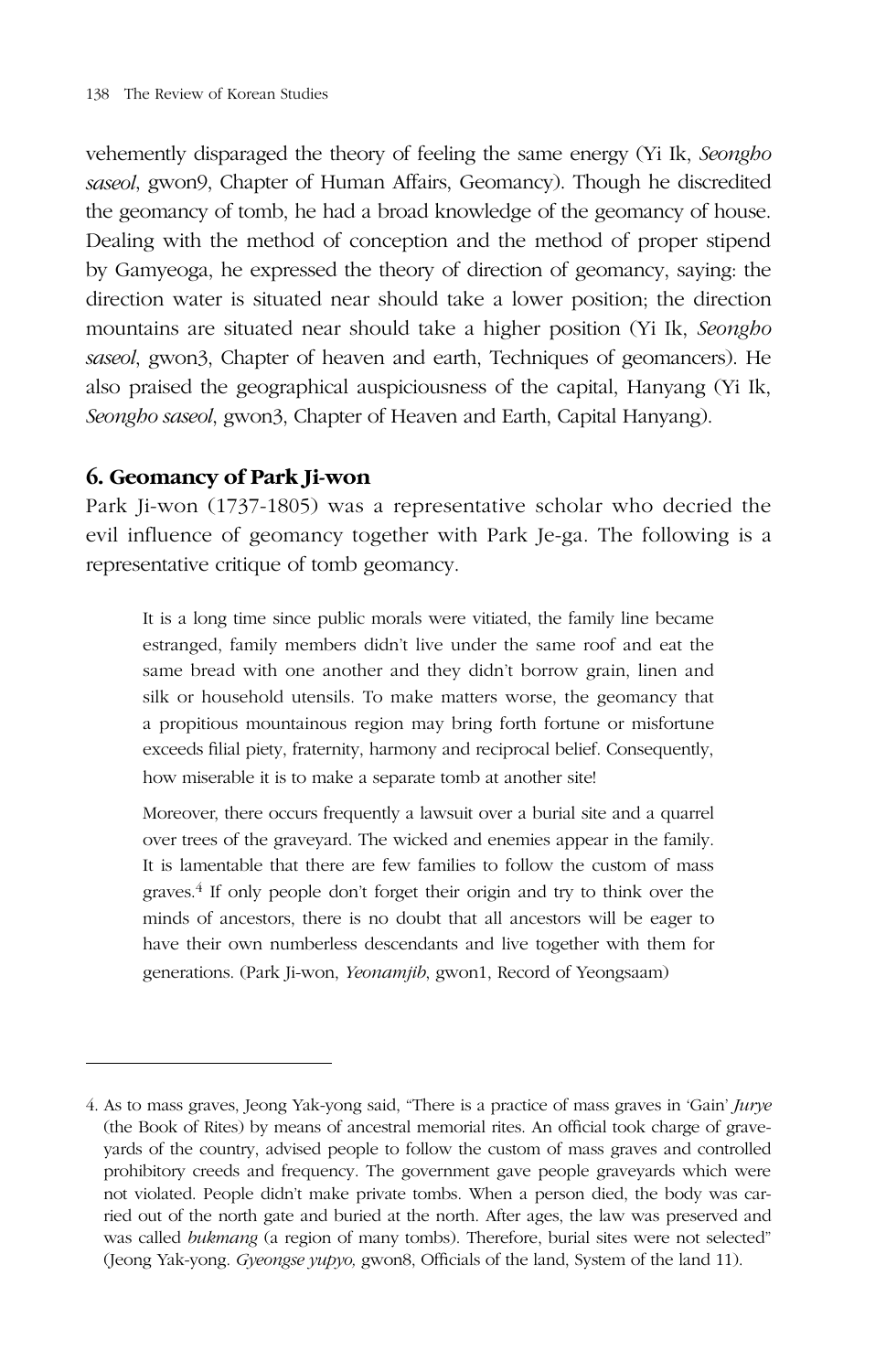vehemently disparaged the theory of feeling the same energy (Yi Ik, *Seongho saseol*, gwon9, Chapter of Human Affairs, Geomancy). Though he discredited the geomancy of tomb, he had a broad knowledge of the geomancy of house. Dealing with the method of conception and the method of proper stipend by Gamyeoga, he expressed the theory of direction of geomancy, saying: the direction water is situated near should take a lower position; the direction mountains are situated near should take a higher position (Yi Ik, *Seongho saseol*, gwon3, Chapter of heaven and earth, Techniques of geomancers). He also praised the geographical auspiciousness of the capital, Hanyang (Yi Ik, *Seongho saseol*, gwon3, Chapter of Heaven and Earth, Capital Hanyang).

## 6. Geomancy of Park Ji-won

Park Ji-won (1737-1805) was a representative scholar who decried the evil influence of geomancy together with Park Je-ga. The following is a representative critique of tomb geomancy.

> It is a long time since public morals were vitiated, the family line became estranged, family members didn't live under the same roof and eat the same bread with one another and they didn't borrow grain, linen and silk or household utensils. To make matters worse, the geomancy that a propitious mountainous region may bring forth fortune or misfortune exceeds filial piety, fraternity, harmony and reciprocal belief. Consequently, how miserable it is to make a separate tomb at another site!
>
> Moreover, there occurs frequently a lawsuit over a burial site and a quarrel over trees of the graveyard. The wicked and enemies appear in the family. It is lamentable that there are few families to follow the custom of mass graves.[4] If only people don't forget their origin and try to think over the minds of ancestors, there is no doubt that all ancestors will be eager to have their own numberless descendants and live together with them for generations. (Park Ji-won, *Yeonamjib*, gwon1, Record of Yeongsaam)

---

4. As to mass graves, Jeong Yak-yong said, "There is a practice of mass graves in 'Gain' *Jurye* (the Book of Rites) by means of ancestral memorial rites. An official took charge of graveyards of the country, advised people to follow the custom of mass graves and controlled prohibitory creeds and frequency. The government gave people graveyards which were not violated. People didn't make private tombs. When a person died, the body was carried out of the north gate and buried at the north. After ages, the law was preserved and was called *bukmang* (a region of many tombs). Therefore, burial sites were not selected" (Jeong Yak-yong. *Gyeongse yupyo,* gwon8, Officials of the land, System of the land 11).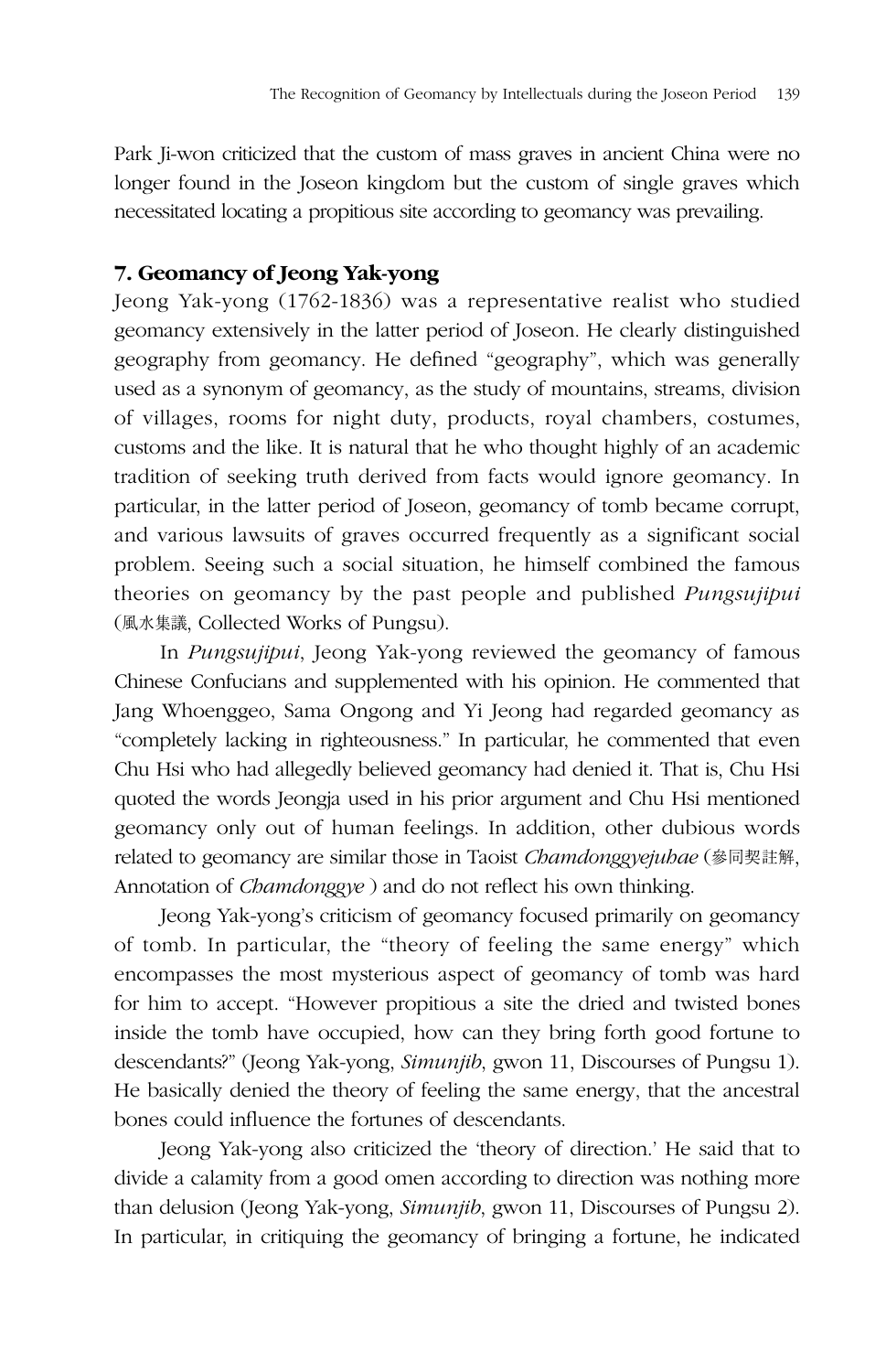Park Ji-won criticized that the custom of mass graves in ancient China were no longer found in the Joseon kingdom but the custom of single graves which necessitated locating a propitious site according to geomancy was prevailing.

### 7. Geomancy of Jeong Yak-yong

Jeong Yak-yong (1762-1836) was a representative realist who studied geomancy extensively in the latter period of Joseon. He clearly distinguished geography from geomancy. He defined "geography", which was generally used as a synonym of geomancy, as the study of mountains, streams, division of villages, rooms for night duty, products, royal chambers, costumes, customs and the like. It is natural that he who thought highly of an academic tradition of seeking truth derived from facts would ignore geomancy. In particular, in the latter period of Joseon, geomancy of tomb became corrupt, and various lawsuits of graves occurred frequently as a significant social problem. Seeing such a social situation, he himself combined the famous theories on geomancy by the past people and published *Pungsujipui* (風水集議, Collected Works of Pungsu).

In *Pungsujipui*, Jeong Yak-yong reviewed the geomancy of famous Chinese Confucians and supplemented with his opinion. He commented that Jang Whoenggeo, Sama Ongong and Yi Jeong had regarded geomancy as "completely lacking in righteousness." In particular, he commented that even Chu Hsi who had allegedly believed geomancy had denied it. That is, Chu Hsi quoted the words Jeongja used in his prior argument and Chu Hsi mentioned geomancy only out of human feelings. In addition, other dubious words related to geomancy are similar those in Taoist *Chamdonggyejuhae* (參同契註解, Annotation of *Chamdonggye* ) and do not reflect his own thinking.

Jeong Yak-yong's criticism of geomancy focused primarily on geomancy of tomb. In particular, the "theory of feeling the same energy" which encompasses the most mysterious aspect of geomancy of tomb was hard for him to accept. "However propitious a site the dried and twisted bones inside the tomb have occupied, how can they bring forth good fortune to descendants?" (Jeong Yak-yong, *Simunjib*, gwon 11, Discourses of Pungsu 1). He basically denied the theory of feeling the same energy, that the ancestral bones could influence the fortunes of descendants.

Jeong Yak-yong also criticized the 'theory of direction.' He said that to divide a calamity from a good omen according to direction was nothing more than delusion (Jeong Yak-yong, *Simunjib*, gwon 11, Discourses of Pungsu 2). In particular, in critiquing the geomancy of bringing a fortune, he indicated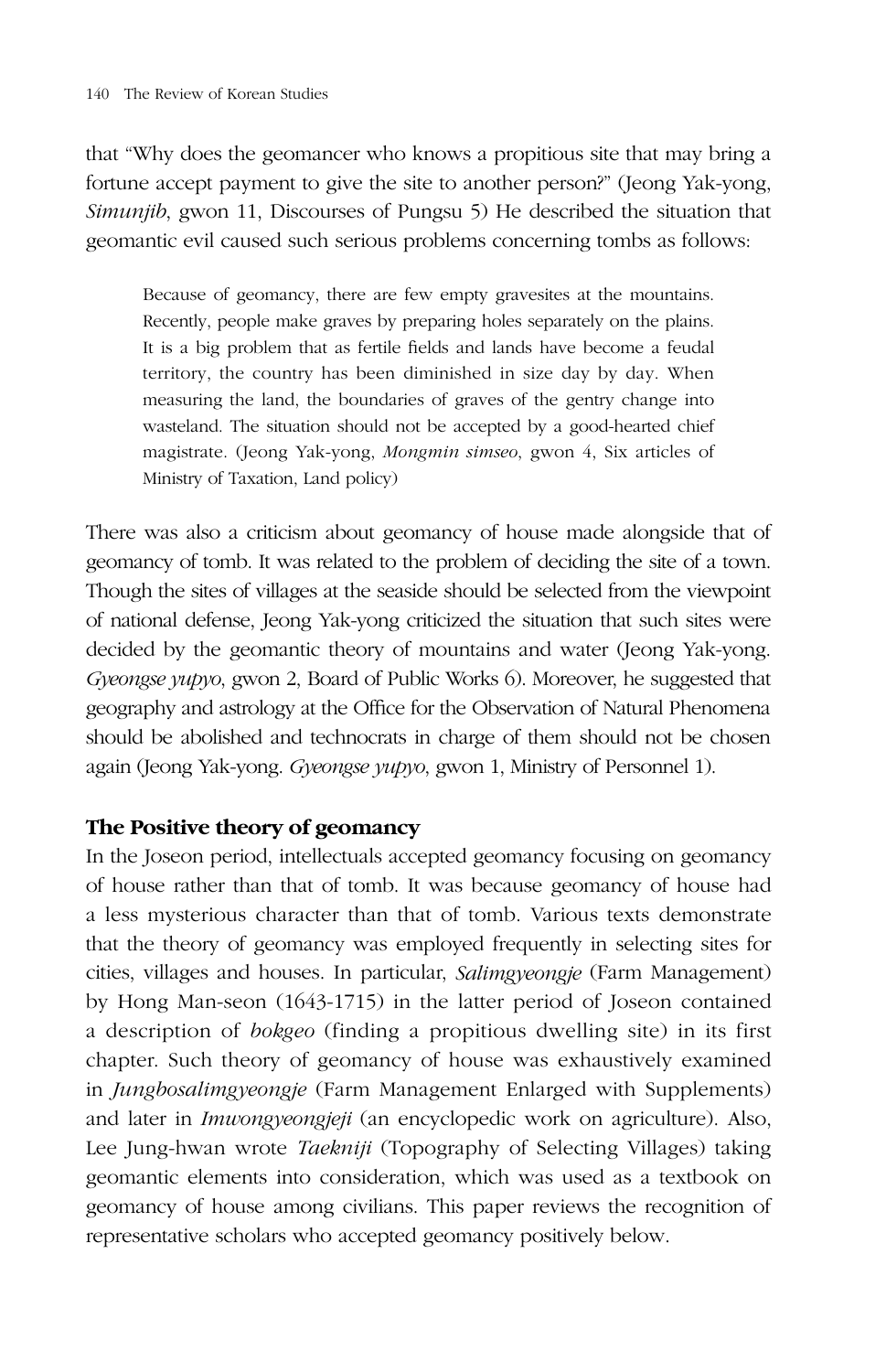that "Why does the geomancer who knows a propitious site that may bring a fortune accept payment to give the site to another person?" (Jeong Yak-yong, *Simunjib*, gwon 11, Discourses of Pungsu 5) He described the situation that geomantic evil caused such serious problems concerning tombs as follows:

> Because of geomancy, there are few empty gravesites at the mountains. Recently, people make graves by preparing holes separately on the plains. It is a big problem that as fertile fields and lands have become a feudal territory, the country has been diminished in size day by day. When measuring the land, the boundaries of graves of the gentry change into wasteland. The situation should not be accepted by a good-hearted chief magistrate. (Jeong Yak-yong, *Mongmin simseo*, gwon 4, Six articles of Ministry of Taxation, Land policy)

There was also a criticism about geomancy of house made alongside that of geomancy of tomb. It was related to the problem of deciding the site of a town. Though the sites of villages at the seaside should be selected from the viewpoint of national defense, Jeong Yak-yong criticized the situation that such sites were decided by the geomantic theory of mountains and water (Jeong Yak-yong. *Gyeongse yupyo*, gwon 2, Board of Public Works 6). Moreover, he suggested that geography and astrology at the Office for the Observation of Natural Phenomena should be abolished and technocrats in charge of them should not be chosen again (Jeong Yak-yong. *Gyeongse yupyo*, gwon 1, Ministry of Personnel 1).

**The Positive theory of geomancy**

In the Joseon period, intellectuals accepted geomancy focusing on geomancy of house rather than that of tomb. It was because geomancy of house had a less mysterious character than that of tomb. Various texts demonstrate that the theory of geomancy was employed frequently in selecting sites for cities, villages and houses. In particular, *Salimgyeongje* (Farm Management) by Hong Man-seon (1643-1715) in the latter period of Joseon contained a description of *bokgeo* (finding a propitious dwelling site) in its first chapter. Such theory of geomancy of house was exhaustively examined in *Jungbosalimgyeongje* (Farm Management Enlarged with Supplements) and later in *Imwongyeongjeji* (an encyclopedic work on agriculture). Also, Lee Jung-hwan wrote *Taekniji* (Topography of Selecting Villages) taking geomantic elements into consideration, which was used as a textbook on geomancy of house among civilians. This paper reviews the recognition of representative scholars who accepted geomancy positively below.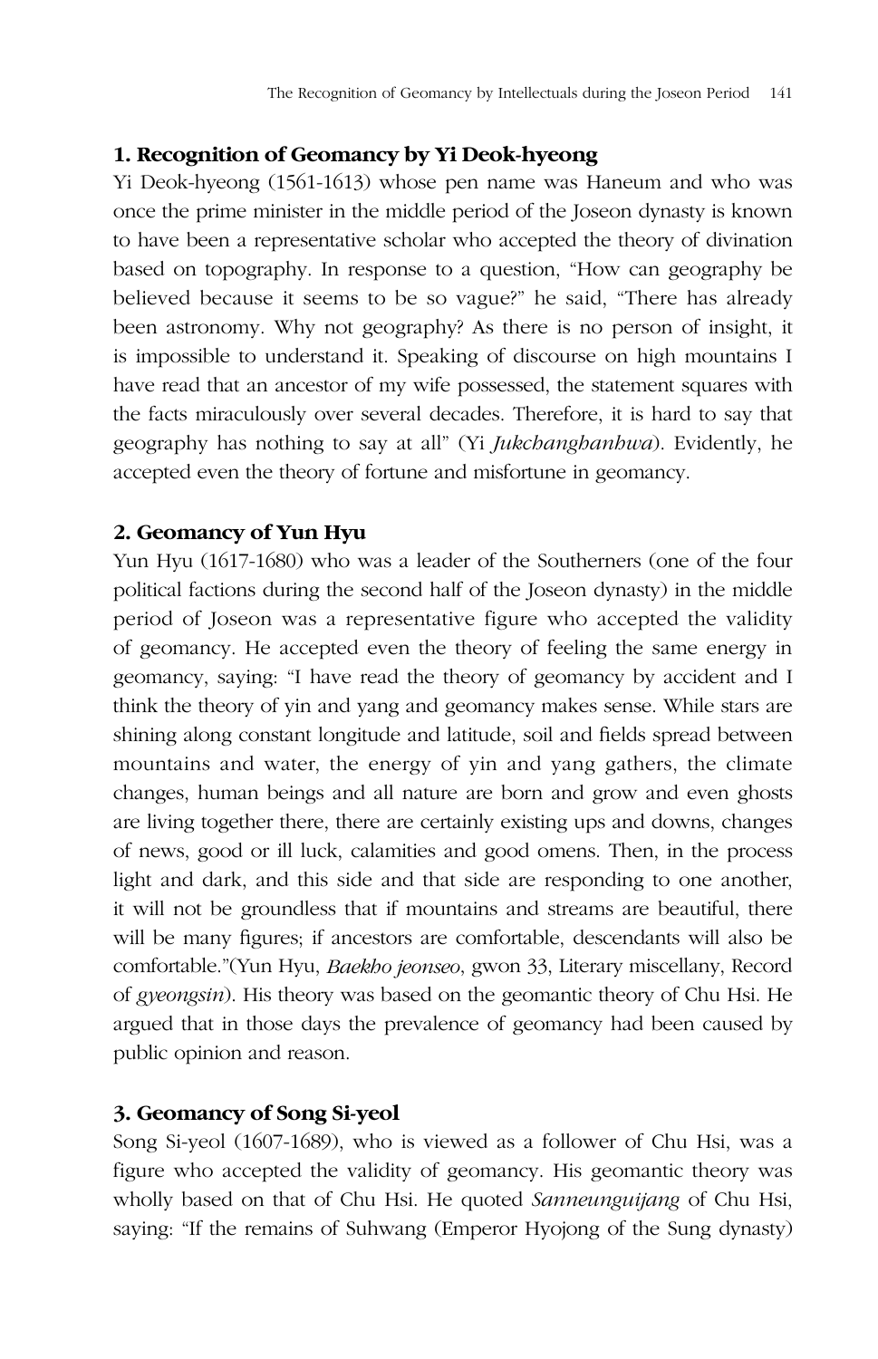### 1. Recognition of Geomancy by Yi Deok-hyeong

Yi Deok-hyeong (1561-1613) whose pen name was Haneum and who was once the prime minister in the middle period of the Joseon dynasty is known to have been a representative scholar who accepted the theory of divination based on topography. In response to a question, "How can geography be believed because it seems to be so vague?" he said, "There has already been astronomy. Why not geography? As there is no person of insight, it is impossible to understand it. Speaking of discourse on high mountains I have read that an ancestor of my wife possessed, the statement squares with the facts miraculously over several decades. Therefore, it is hard to say that geography has nothing to say at all" (Yi *Jukchanghanhwa*). Evidently, he accepted even the theory of fortune and misfortune in geomancy.

### 2. Geomancy of Yun Hyu

Yun Hyu (1617-1680) who was a leader of the Southerners (one of the four political factions during the second half of the Joseon dynasty) in the middle period of Joseon was a representative figure who accepted the validity of geomancy. He accepted even the theory of feeling the same energy in geomancy, saying: "I have read the theory of geomancy by accident and I think the theory of yin and yang and geomancy makes sense. While stars are shining along constant longitude and latitude, soil and fields spread between mountains and water, the energy of yin and yang gathers, the climate changes, human beings and all nature are born and grow and even ghosts are living together there, there are certainly existing ups and downs, changes of news, good or ill luck, calamities and good omens. Then, in the process light and dark, and this side and that side are responding to one another, it will not be groundless that if mountains and streams are beautiful, there will be many figures; if ancestors are comfortable, descendants will also be comfortable."(Yun Hyu, *Baekho jeonseo*, gwon 33, Literary miscellany, Record of *gyeongsin*). His theory was based on the geomantic theory of Chu Hsi. He argued that in those days the prevalence of geomancy had been caused by public opinion and reason.

### 3. Geomancy of Song Si-yeol

Song Si-yeol (1607-1689), who is viewed as a follower of Chu Hsi, was a figure who accepted the validity of geomancy. His geomantic theory was wholly based on that of Chu Hsi. He quoted *Sanneunguijang* of Chu Hsi, saying: "If the remains of Suhwang (Emperor Hyojong of the Sung dynasty)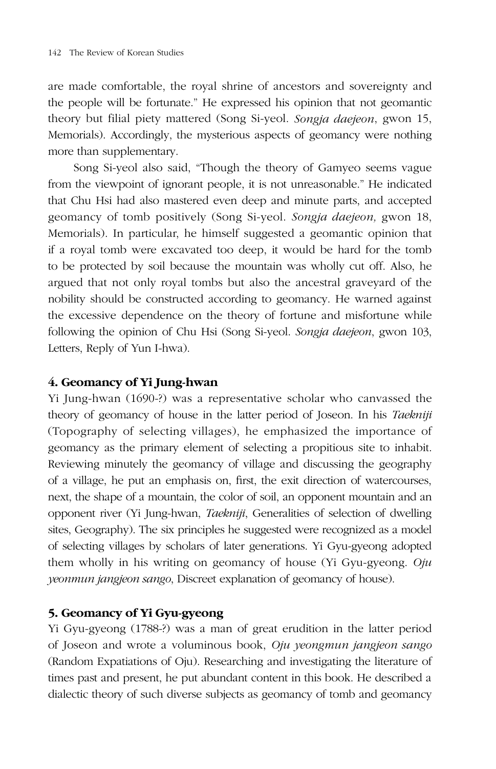are made comfortable, the royal shrine of ancestors and sovereignty and the people will be fortunate." He expressed his opinion that not geomantic theory but filial piety mattered (Song Si-yeol. *Songja daejeon*, gwon 15, Memorials). Accordingly, the mysterious aspects of geomancy were nothing more than supplementary.

Song Si-yeol also said, "Though the theory of Gamyeo seems vague from the viewpoint of ignorant people, it is not unreasonable." He indicated that Chu Hsi had also mastered even deep and minute parts, and accepted geomancy of tomb positively (Song Si-yeol. *Songja daejeon,* gwon 18, Memorials). In particular, he himself suggested a geomantic opinion that if a royal tomb were excavated too deep, it would be hard for the tomb to be protected by soil because the mountain was wholly cut off. Also, he argued that not only royal tombs but also the ancestral graveyard of the nobility should be constructed according to geomancy. He warned against the excessive dependence on the theory of fortune and misfortune while following the opinion of Chu Hsi (Song Si-yeol. *Songja daejeon*, gwon 103, Letters, Reply of Yun I-hwa).

### 4. Geomancy of Yi Jung-hwan

Yi Jung-hwan (1690-?) was a representative scholar who canvassed the theory of geomancy of house in the latter period of Joseon. In his *Taekniji* (Topography of selecting villages), he emphasized the importance of geomancy as the primary element of selecting a propitious site to inhabit. Reviewing minutely the geomancy of village and discussing the geography of a village, he put an emphasis on, first, the exit direction of watercourses, next, the shape of a mountain, the color of soil, an opponent mountain and an opponent river (Yi Jung-hwan, *Taekniji*, Generalities of selection of dwelling sites, Geography). The six principles he suggested were recognized as a model of selecting villages by scholars of later generations. Yi Gyu-gyeong adopted them wholly in his writing on geomancy of house (Yi Gyu-gyeong. *Oju yeonmun jangjeon sango*, Discreet explanation of geomancy of house).

### 5. Geomancy of Yi Gyu-gyeong

Yi Gyu-gyeong (1788-?) was a man of great erudition in the latter period of Joseon and wrote a voluminous book, *Oju yeongmun jangjeon sango* (Random Expatiations of Oju). Researching and investigating the literature of times past and present, he put abundant content in this book. He described a dialectic theory of such diverse subjects as geomancy of tomb and geomancy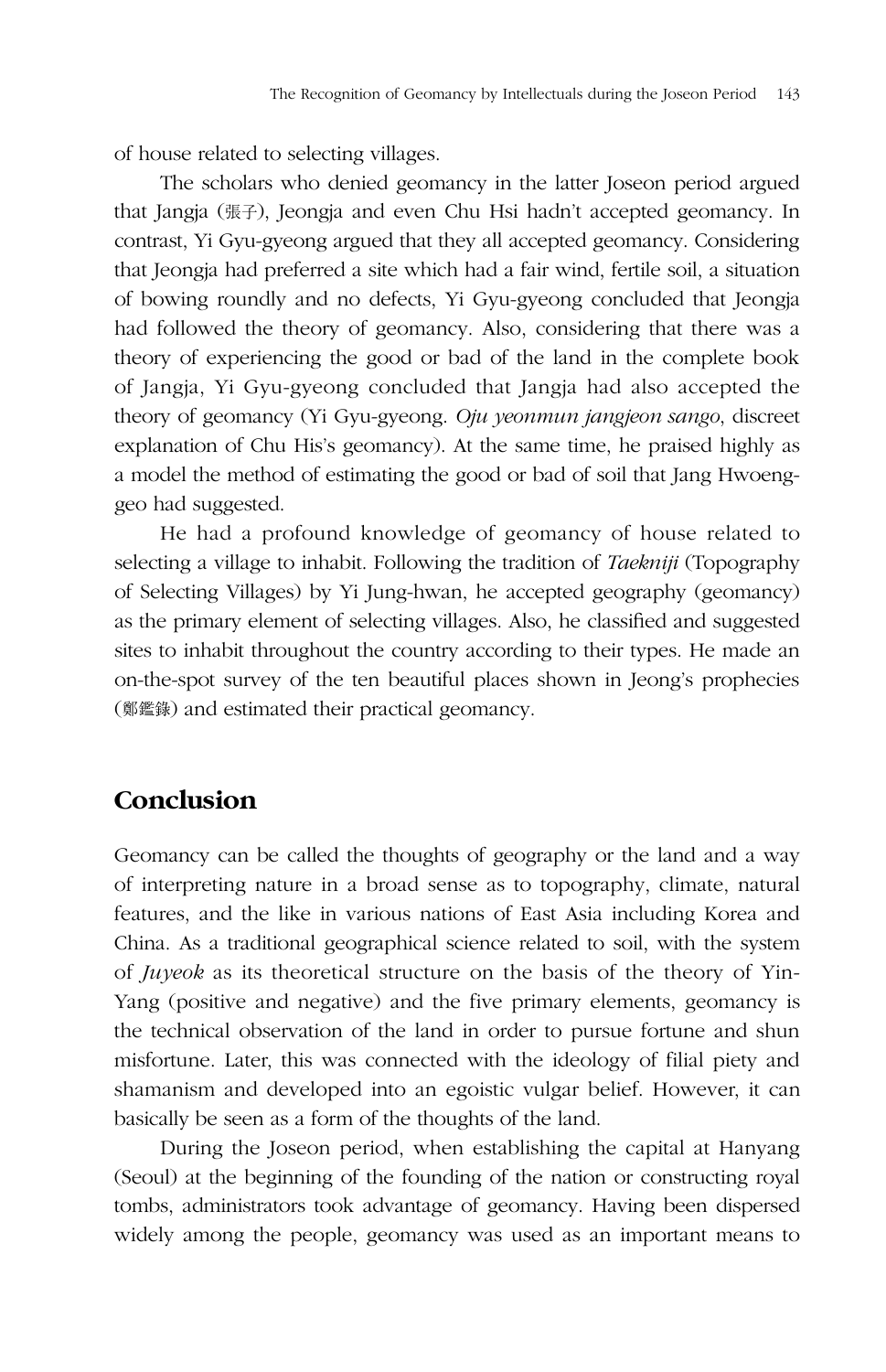of house related to selecting villages.

The scholars who denied geomancy in the latter Joseon period argued that Jangja (張子), Jeongja and even Chu Hsi hadn't accepted geomancy. In contrast, Yi Gyu-gyeong argued that they all accepted geomancy. Considering that Jeongja had preferred a site which had a fair wind, fertile soil, a situation of bowing roundly and no defects, Yi Gyu-gyeong concluded that Jeongja had followed the theory of geomancy. Also, considering that there was a theory of experiencing the good or bad of the land in the complete book of Jangja, Yi Gyu-gyeong concluded that Jangja had also accepted the theory of geomancy (Yi Gyu-gyeong. *Oju yeonmun jangjeon sango*, discreet explanation of Chu His's geomancy). At the same time, he praised highly as a model the method of estimating the good or bad of soil that Jang Hwoeng-geo had suggested.

He had a profound knowledge of geomancy of house related to selecting a village to inhabit. Following the tradition of *Taekniji* (Topography of Selecting Villages) by Yi Jung-hwan, he accepted geography (geomancy) as the primary element of selecting villages. Also, he classified and suggested sites to inhabit throughout the country according to their types. He made an on-the-spot survey of the ten beautiful places shown in Jeong's prophecies (鄭鑑錄) and estimated their practical geomancy.

## Conclusion

Geomancy can be called the thoughts of geography or the land and a way of interpreting nature in a broad sense as to topography, climate, natural features, and the like in various nations of East Asia including Korea and China. As a traditional geographical science related to soil, with the system of *Juyeok* as its theoretical structure on the basis of the theory of Yin-Yang (positive and negative) and the five primary elements, geomancy is the technical observation of the land in order to pursue fortune and shun misfortune. Later, this was connected with the ideology of filial piety and shamanism and developed into an egoistic vulgar belief. However, it can basically be seen as a form of the thoughts of the land.

During the Joseon period, when establishing the capital at Hanyang (Seoul) at the beginning of the founding of the nation or constructing royal tombs, administrators took advantage of geomancy. Having been dispersed widely among the people, geomancy was used as an important means to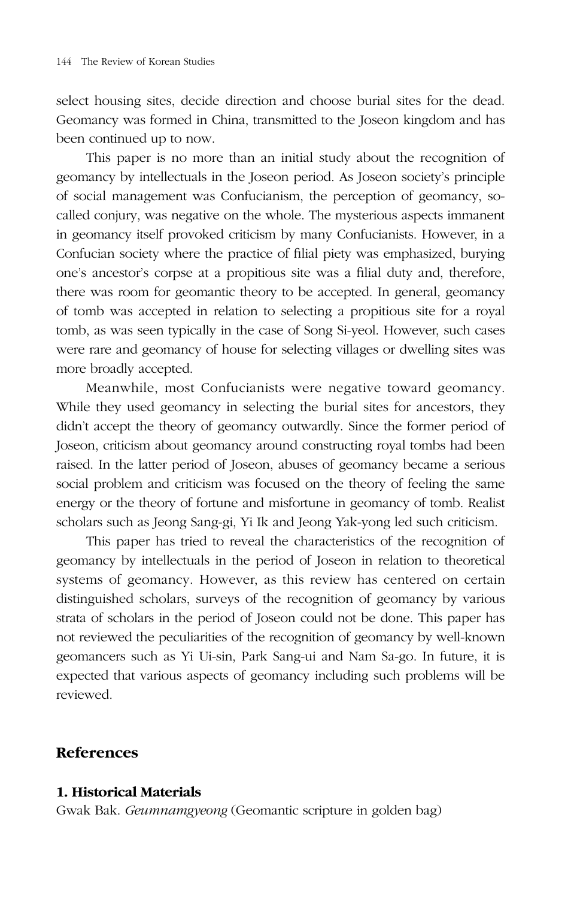select housing sites, decide direction and choose burial sites for the dead. Geomancy was formed in China, transmitted to the Joseon kingdom and has been continued up to now.

This paper is no more than an initial study about the recognition of geomancy by intellectuals in the Joseon period. As Joseon society's principle of social management was Confucianism, the perception of geomancy, so-called conjury, was negative on the whole. The mysterious aspects immanent in geomancy itself provoked criticism by many Confucianists. However, in a Confucian society where the practice of filial piety was emphasized, burying one's ancestor's corpse at a propitious site was a filial duty and, therefore, there was room for geomantic theory to be accepted. In general, geomancy of tomb was accepted in relation to selecting a propitious site for a royal tomb, as was seen typically in the case of Song Si-yeol. However, such cases were rare and geomancy of house for selecting villages or dwelling sites was more broadly accepted.

Meanwhile, most Confucianists were negative toward geomancy. While they used geomancy in selecting the burial sites for ancestors, they didn't accept the theory of geomancy outwardly. Since the former period of Joseon, criticism about geomancy around constructing royal tombs had been raised. In the latter period of Joseon, abuses of geomancy became a serious social problem and criticism was focused on the theory of feeling the same energy or the theory of fortune and misfortune in geomancy of tomb. Realist scholars such as Jeong Sang-gi, Yi Ik and Jeong Yak-yong led such criticism.

This paper has tried to reveal the characteristics of the recognition of geomancy by intellectuals in the period of Joseon in relation to theoretical systems of geomancy. However, as this review has centered on certain distinguished scholars, surveys of the recognition of geomancy by various strata of scholars in the period of Joseon could not be done. This paper has not reviewed the peculiarities of the recognition of geomancy by well-known geomancers such as Yi Ui-sin, Park Sang-ui and Nam Sa-go. In future, it is expected that various aspects of geomancy including such problems will be reviewed.

## References

### 1. Historical Materials

Gwak Bak. *Geumnamgyeong* (Geomantic scripture in golden bag)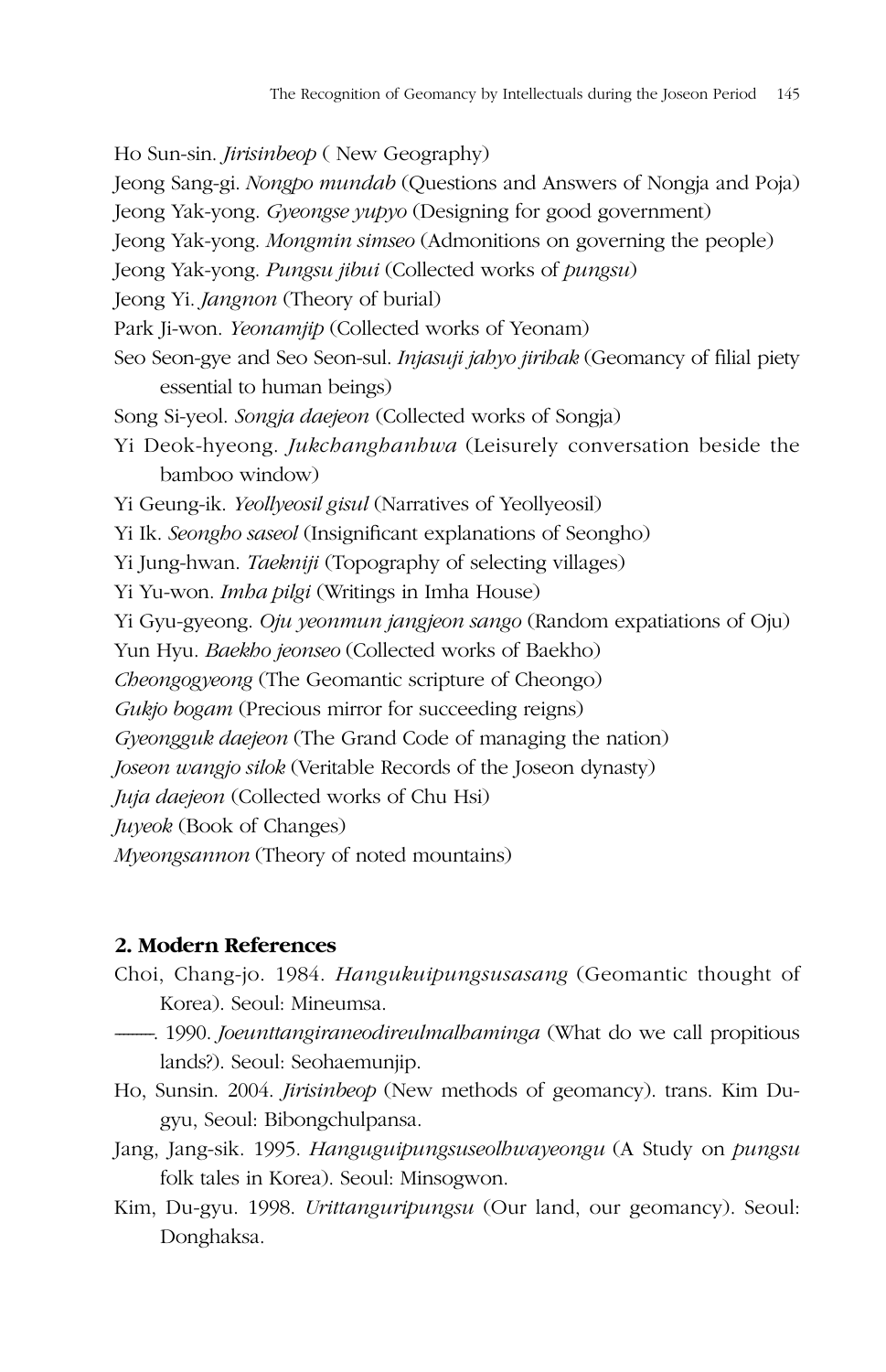Ho Sun-sin. *Jirisinbeop* ( New Geography)

Jeong Sang-gi. *Nongpo mundab* (Questions and Answers of Nongja and Poja)

Jeong Yak-yong. *Gyeongse yupyo* (Designing for good government)

Jeong Yak-yong. *Mongmin simseo* (Admonitions on governing the people)

Jeong Yak-yong. *Pungsu jibui* (Collected works of *pungsu*)

Jeong Yi. *Jangnon* (Theory of burial)

Park Ji-won. *Yeonamjip* (Collected works of Yeonam)

Seo Seon-gye and Seo Seon-sul. *Injasuji jahyo jirihak* (Geomancy of filial piety essential to human beings)

Song Si-yeol. *Songja daejeon* (Collected works of Songja)

Yi Deok-hyeong. *Jukchanghanhwa* (Leisurely conversation beside the bamboo window)

Yi Geung-ik. *Yeollyeosil gisul* (Narratives of Yeollyeosil)

Yi Ik. *Seongho saseol* (Insignificant explanations of Seongho)

Yi Jung-hwan. *Taekniji* (Topography of selecting villages)

Yi Yu-won. *Imha pilgi* (Writings in Imha House)

Yi Gyu-gyeong. *Oju yeonmun jangjeon sango* (Random expatiations of Oju)

Yun Hyu. *Baekho jeonseo* (Collected works of Baekho)

*Cheongogyeong* (The Geomantic scripture of Cheongo)

*Gukjo bogam* (Precious mirror for succeeding reigns)

*Gyeongguk daejeon* (The Grand Code of managing the nation)

*Joseon wangjo silok* (Veritable Records of the Joseon dynasty)

*Juja daejeon* (Collected works of Chu Hsi)

*Juyeok* (Book of Changes)

*Myeongsannon* (Theory of noted mountains)

## 2. Modern References

Choi, Chang-jo. 1984. *Hangukuipungsusasang* (Geomantic thought of Korea). Seoul: Mineumsa.

———. 1990. *Joeunttangiraneodireulmalhaminga* (What do we call propitious lands?). Seoul: Seohaemunjip.

Ho, Sunsin. 2004. *Jirisinbeop* (New methods of geomancy). trans. Kim Dugyu, Seoul: Bibongchulpansa.

Jang, Jang-sik. 1995. *Hanguguipungsuseolhwayeongu* (A Study on *pungsu* folk tales in Korea). Seoul: Minsogwon.

Kim, Du-gyu. 1998. *Urittanguripungsu* (Our land, our geomancy). Seoul: Donghaksa.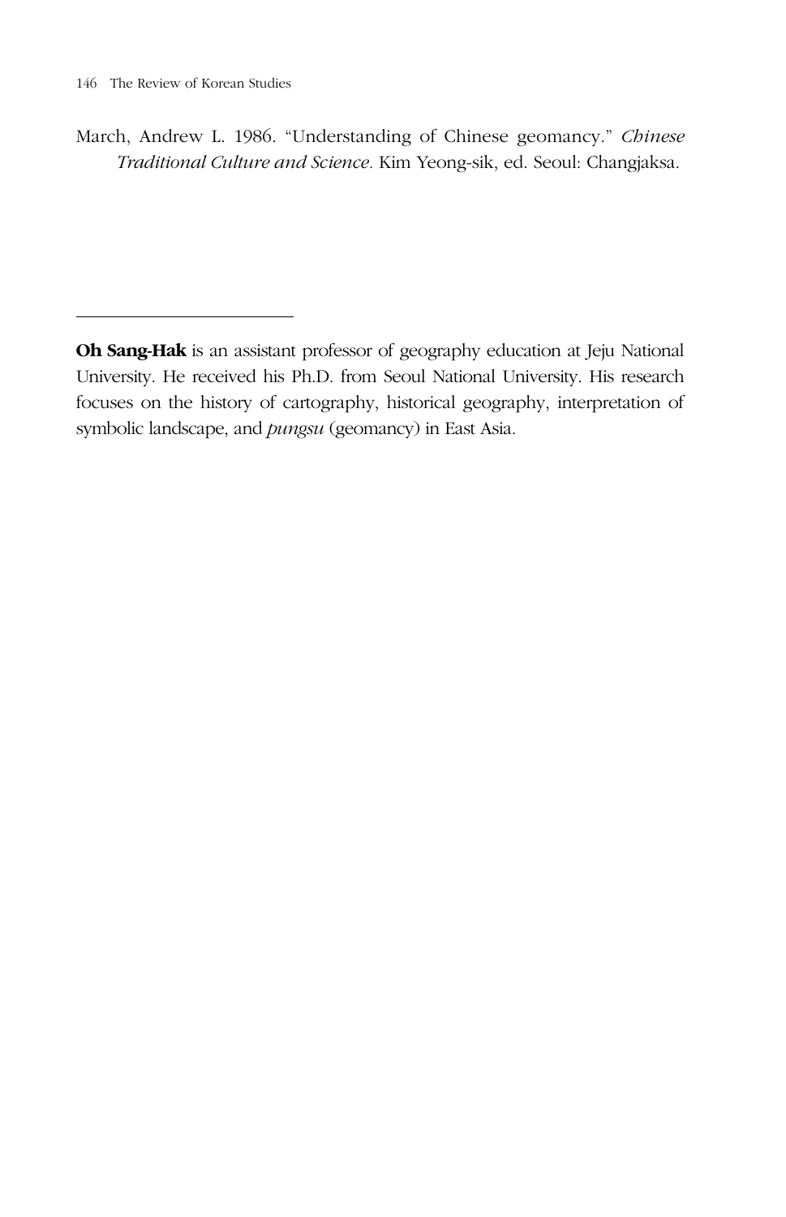March, Andrew L. 1986. "Understanding of Chinese geomancy." *Chinese Traditional Culture and Science.* Kim Yeong-sik, ed. Seoul: Changjaksa.

---

**Oh Sang-Hak** is an assistant professor of geography education at Jeju National University. He received his Ph.D. from Seoul National University. His research focuses on the history of cartography, historical geography, interpretation of symbolic landscape, and *pungsu* (geomancy) in East Asia.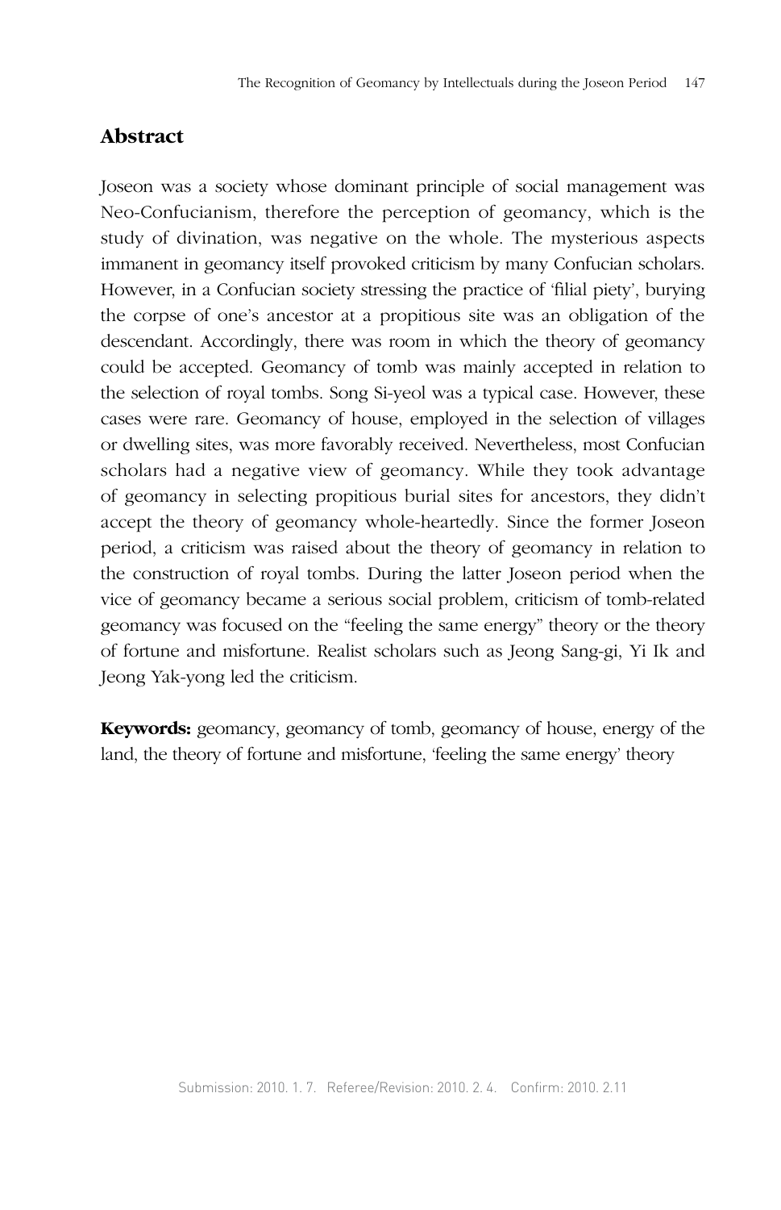## Abstract

Joseon was a society whose dominant principle of social management was Neo-Confucianism, therefore the perception of geomancy, which is the study of divination, was negative on the whole. The mysterious aspects immanent in geomancy itself provoked criticism by many Confucian scholars. However, in a Confucian society stressing the practice of 'filial piety', burying the corpse of one's ancestor at a propitious site was an obligation of the descendant. Accordingly, there was room in which the theory of geomancy could be accepted. Geomancy of tomb was mainly accepted in relation to the selection of royal tombs. Song Si-yeol was a typical case. However, these cases were rare. Geomancy of house, employed in the selection of villages or dwelling sites, was more favorably received. Nevertheless, most Confucian scholars had a negative view of geomancy. While they took advantage of geomancy in selecting propitious burial sites for ancestors, they didn't accept the theory of geomancy whole-heartedly. Since the former Joseon period, a criticism was raised about the theory of geomancy in relation to the construction of royal tombs. During the latter Joseon period when the vice of geomancy became a serious social problem, criticism of tomb-related geomancy was focused on the "feeling the same energy" theory or the theory of fortune and misfortune. Realist scholars such as Jeong Sang-gi, Yi Ik and Jeong Yak-yong led the criticism.

**Keywords:** geomancy, geomancy of tomb, geomancy of house, energy of the land, the theory of fortune and misfortune, 'feeling the same energy' theory

Submission: 2010. 1. 7. Referee/Revision: 2010. 2. 4. Confirm: 2010. 2.11